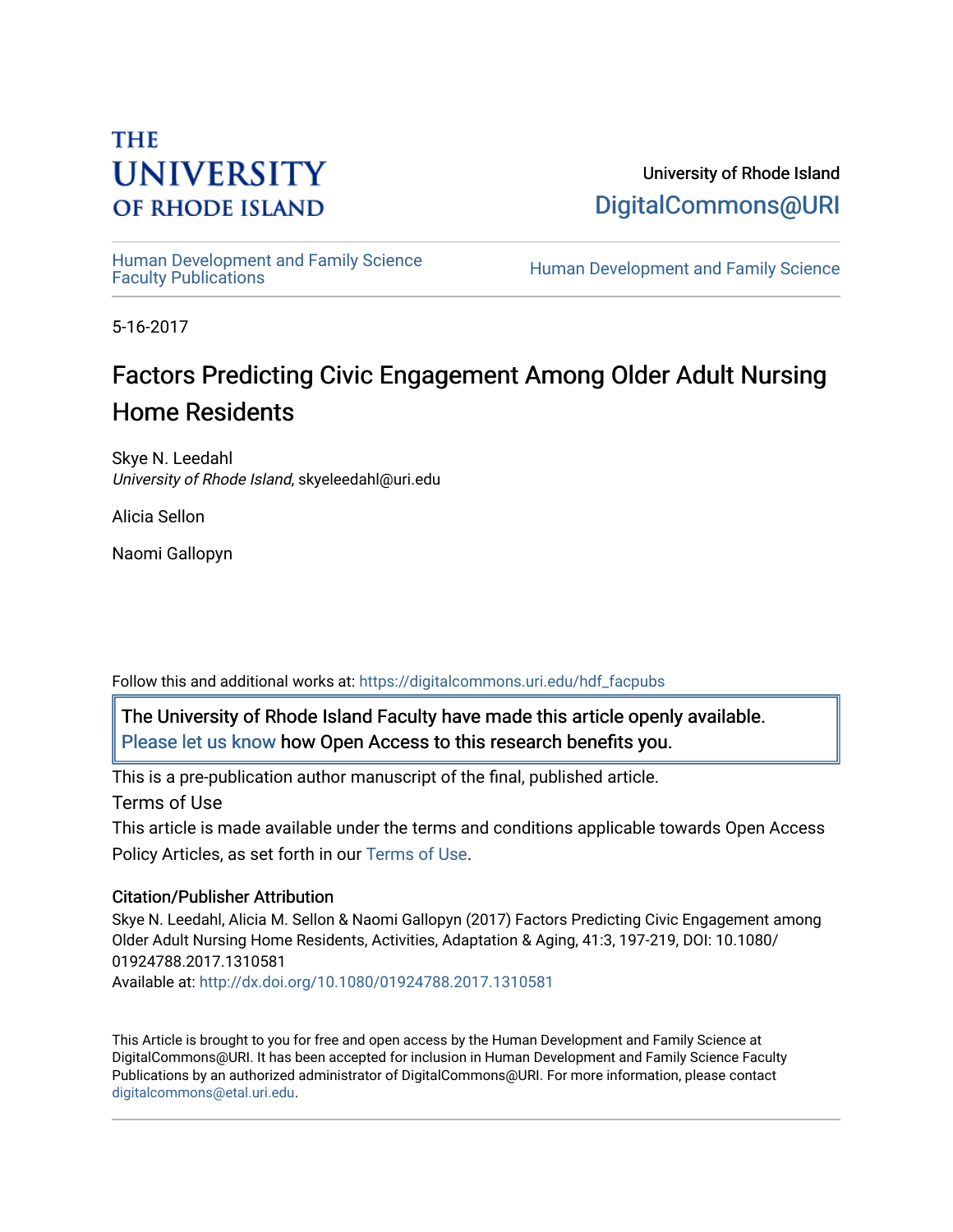THE UNIVERSITY OF RHODE ISLAND

University of Rhode Island
DigitalCommons@URI

Human Development and Family Science Faculty Publications

Human Development and Family Science

5-16-2017

# Factors Predicting Civic Engagement Among Older Adult Nursing Home Residents

Skye N. Leedahl
*University of Rhode Island*, skyeleedahl@uri.edu

Alicia Sellon

Naomi Gallopyn

Follow this and additional works at: https://digitalcommons.uri.edu/hdf_facpubs

The University of Rhode Island Faculty have made this article openly available. Please let us know how Open Access to this research benefits you.

This is a pre-publication author manuscript of the final, published article.

Terms of Use

This article is made available under the terms and conditions applicable towards Open Access Policy Articles, as set forth in our Terms of Use.

### Citation/Publisher Attribution

Skye N. Leedahl, Alicia M. Sellon & Naomi Gallopyn (2017) Factors Predicting Civic Engagement among Older Adult Nursing Home Residents, Activities, Adaptation & Aging, 41:3, 197-219, DOI: 10.1080/01924788.2017.1310581

Available at: http://dx.doi.org/10.1080/01924788.2017.1310581

This Article is brought to you for free and open access by the Human Development and Family Science at DigitalCommons@URI. It has been accepted for inclusion in Human Development and Family Science Faculty Publications by an authorized administrator of DigitalCommons@URI. For more information, please contact digitalcommons@etal.uri.edu.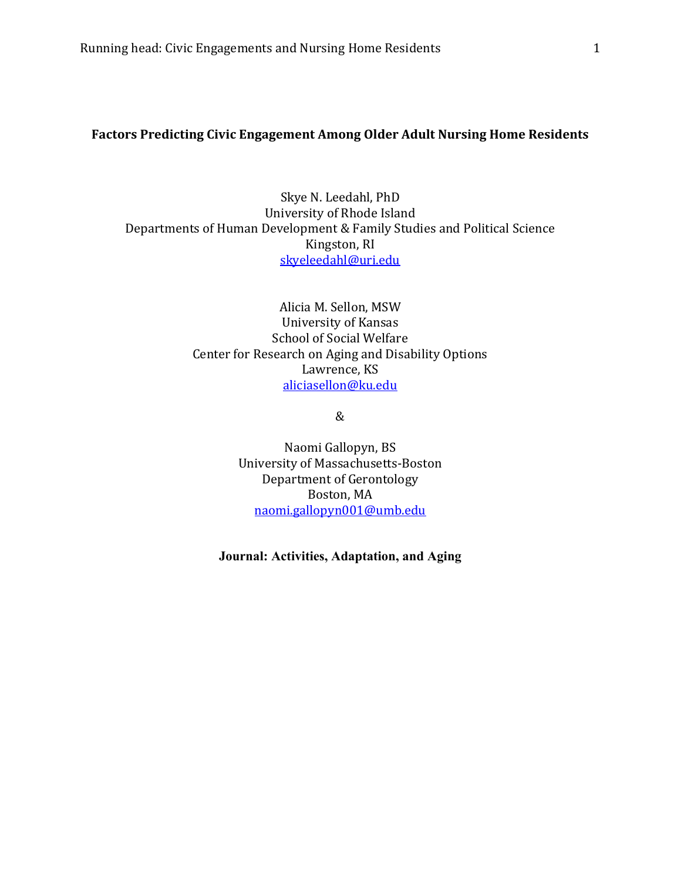# Factors Predicting Civic Engagement Among Older Adult Nursing Home Residents

Skye N. Leedahl, PhD
University of Rhode Island
Departments of Human Development & Family Studies and Political Science
Kingston, RI
skyeleedahl@uri.edu

Alicia M. Sellon, MSW
University of Kansas
School of Social Welfare
Center for Research on Aging and Disability Options
Lawrence, KS
aliciasellon@ku.edu

&

Naomi Gallopyn, BS
University of Massachusetts-Boston
Department of Gerontology
Boston, MA
naomi.gallopyn001@umb.edu

**Journal: Activities, Adaptation, and Aging**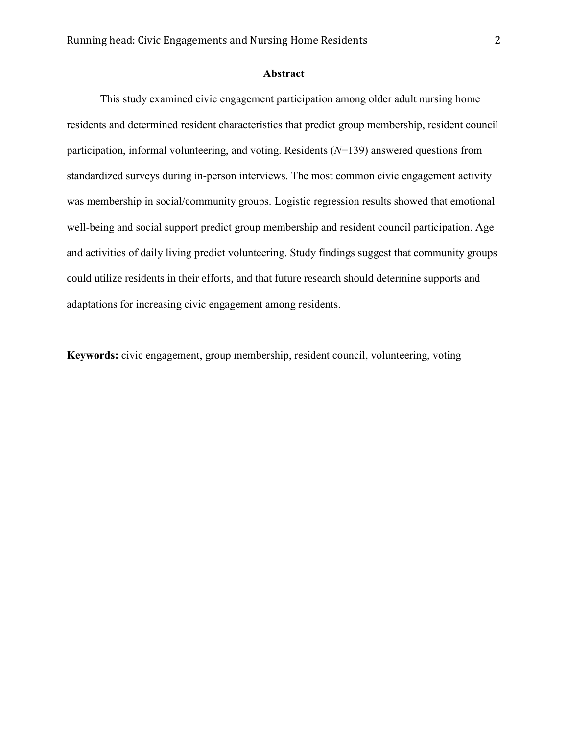## Abstract

This study examined civic engagement participation among older adult nursing home residents and determined resident characteristics that predict group membership, resident council participation, informal volunteering, and voting. Residents (*N*=139) answered questions from standardized surveys during in-person interviews. The most common civic engagement activity was membership in social/community groups. Logistic regression results showed that emotional well-being and social support predict group membership and resident council participation. Age and activities of daily living predict volunteering. Study findings suggest that community groups could utilize residents in their efforts, and that future research should determine supports and adaptations for increasing civic engagement among residents.

**Keywords:** civic engagement, group membership, resident council, volunteering, voting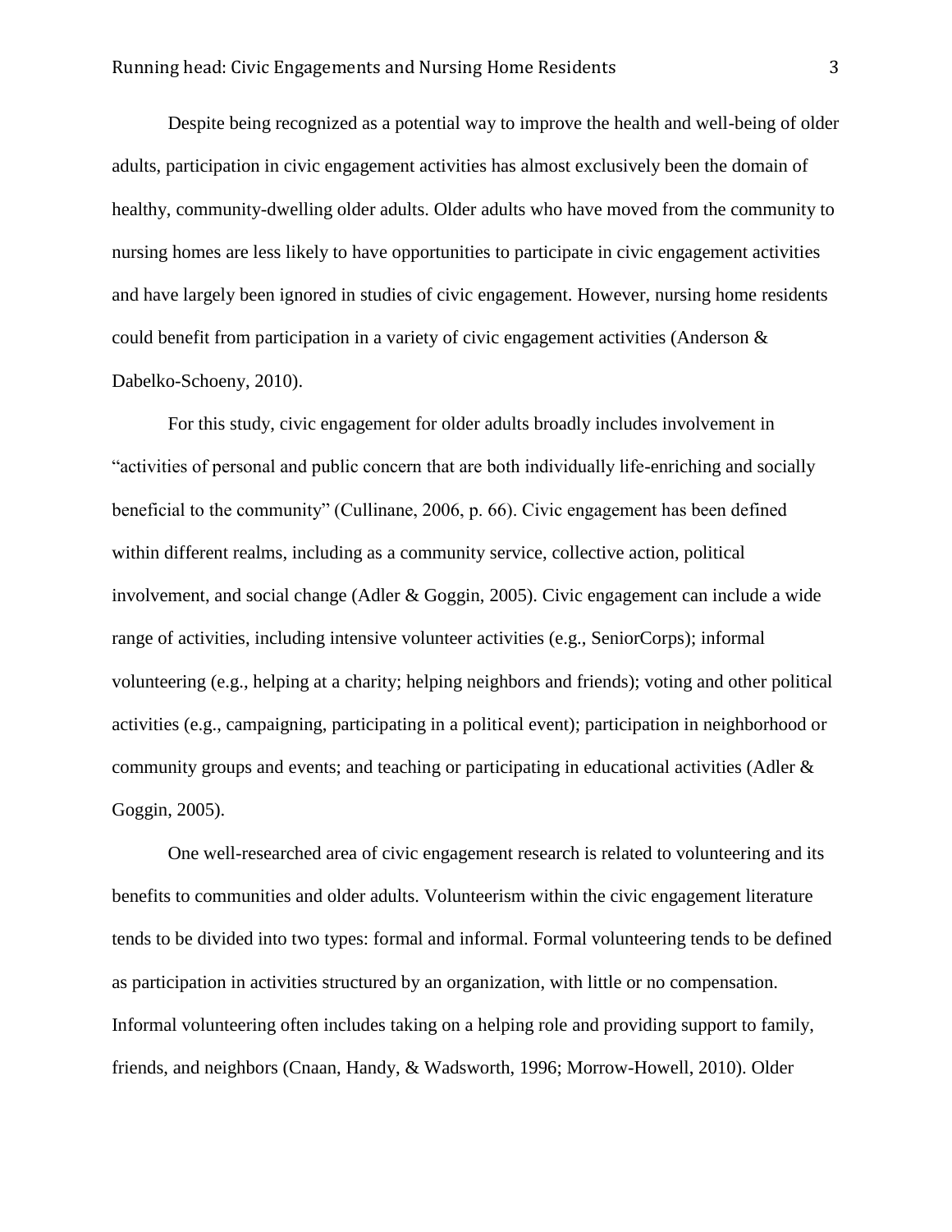Despite being recognized as a potential way to improve the health and well-being of older adults, participation in civic engagement activities has almost exclusively been the domain of healthy, community-dwelling older adults. Older adults who have moved from the community to nursing homes are less likely to have opportunities to participate in civic engagement activities and have largely been ignored in studies of civic engagement. However, nursing home residents could benefit from participation in a variety of civic engagement activities (Anderson & Dabelko-Schoeny, 2010).

For this study, civic engagement for older adults broadly includes involvement in "activities of personal and public concern that are both individually life-enriching and socially beneficial to the community" (Cullinane, 2006, p. 66). Civic engagement has been defined within different realms, including as a community service, collective action, political involvement, and social change (Adler & Goggin, 2005). Civic engagement can include a wide range of activities, including intensive volunteer activities (e.g., SeniorCorps); informal volunteering (e.g., helping at a charity; helping neighbors and friends); voting and other political activities (e.g., campaigning, participating in a political event); participation in neighborhood or community groups and events; and teaching or participating in educational activities (Adler & Goggin, 2005).

One well-researched area of civic engagement research is related to volunteering and its benefits to communities and older adults. Volunteerism within the civic engagement literature tends to be divided into two types: formal and informal. Formal volunteering tends to be defined as participation in activities structured by an organization, with little or no compensation. Informal volunteering often includes taking on a helping role and providing support to family, friends, and neighbors (Cnaan, Handy, & Wadsworth, 1996; Morrow-Howell, 2010). Older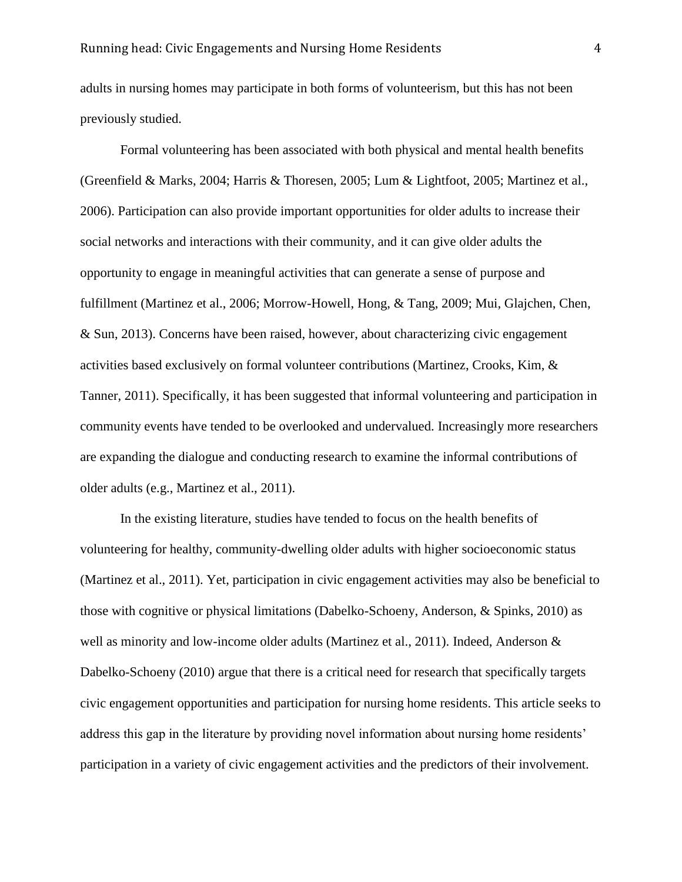adults in nursing homes may participate in both forms of volunteerism, but this has not been previously studied.

Formal volunteering has been associated with both physical and mental health benefits (Greenfield & Marks, 2004; Harris & Thoresen, 2005; Lum & Lightfoot, 2005; Martinez et al., 2006). Participation can also provide important opportunities for older adults to increase their social networks and interactions with their community, and it can give older adults the opportunity to engage in meaningful activities that can generate a sense of purpose and fulfillment (Martinez et al., 2006; Morrow-Howell, Hong, & Tang, 2009; Mui, Glajchen, Chen, & Sun, 2013). Concerns have been raised, however, about characterizing civic engagement activities based exclusively on formal volunteer contributions (Martinez, Crooks, Kim, & Tanner, 2011). Specifically, it has been suggested that informal volunteering and participation in community events have tended to be overlooked and undervalued. Increasingly more researchers are expanding the dialogue and conducting research to examine the informal contributions of older adults (e.g., Martinez et al., 2011).

In the existing literature, studies have tended to focus on the health benefits of volunteering for healthy, community-dwelling older adults with higher socioeconomic status (Martinez et al., 2011). Yet, participation in civic engagement activities may also be beneficial to those with cognitive or physical limitations (Dabelko-Schoeny, Anderson, & Spinks, 2010) as well as minority and low-income older adults (Martinez et al., 2011). Indeed, Anderson & Dabelko-Schoeny (2010) argue that there is a critical need for research that specifically targets civic engagement opportunities and participation for nursing home residents. This article seeks to address this gap in the literature by providing novel information about nursing home residents' participation in a variety of civic engagement activities and the predictors of their involvement.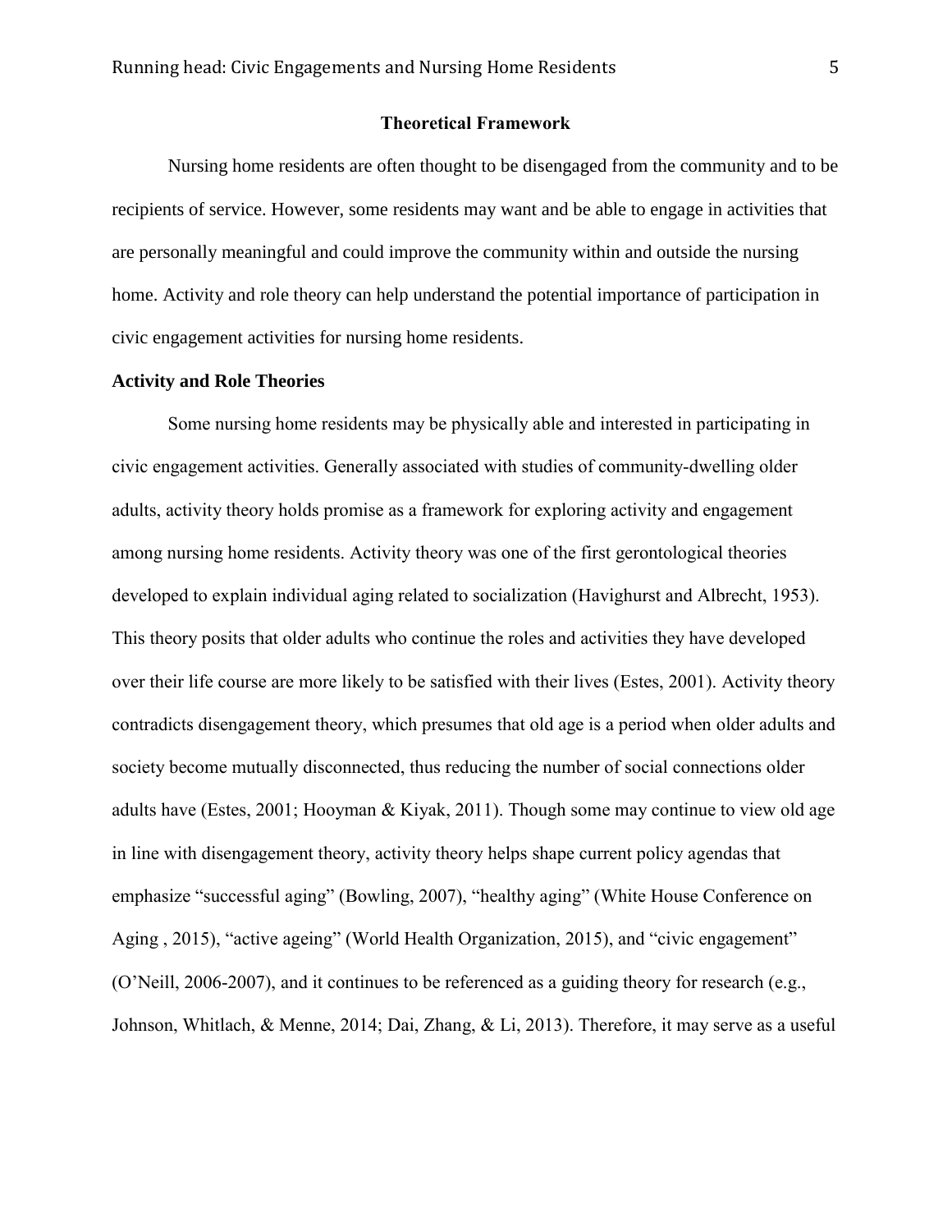## Theoretical Framework

Nursing home residents are often thought to be disengaged from the community and to be recipients of service. However, some residents may want and be able to engage in activities that are personally meaningful and could improve the community within and outside the nursing home. Activity and role theory can help understand the potential importance of participation in civic engagement activities for nursing home residents.

### Activity and Role Theories

Some nursing home residents may be physically able and interested in participating in civic engagement activities. Generally associated with studies of community-dwelling older adults, activity theory holds promise as a framework for exploring activity and engagement among nursing home residents. Activity theory was one of the first gerontological theories developed to explain individual aging related to socialization (Havighurst and Albrecht, 1953). This theory posits that older adults who continue the roles and activities they have developed over their life course are more likely to be satisfied with their lives (Estes, 2001). Activity theory contradicts disengagement theory, which presumes that old age is a period when older adults and society become mutually disconnected, thus reducing the number of social connections older adults have (Estes, 2001; Hooyman & Kiyak, 2011). Though some may continue to view old age in line with disengagement theory, activity theory helps shape current policy agendas that emphasize "successful aging" (Bowling, 2007), "healthy aging" (White House Conference on Aging , 2015), "active ageing" (World Health Organization, 2015), and "civic engagement" (O'Neill, 2006-2007), and it continues to be referenced as a guiding theory for research (e.g., Johnson, Whitlach, & Menne, 2014; Dai, Zhang, & Li, 2013). Therefore, it may serve as a useful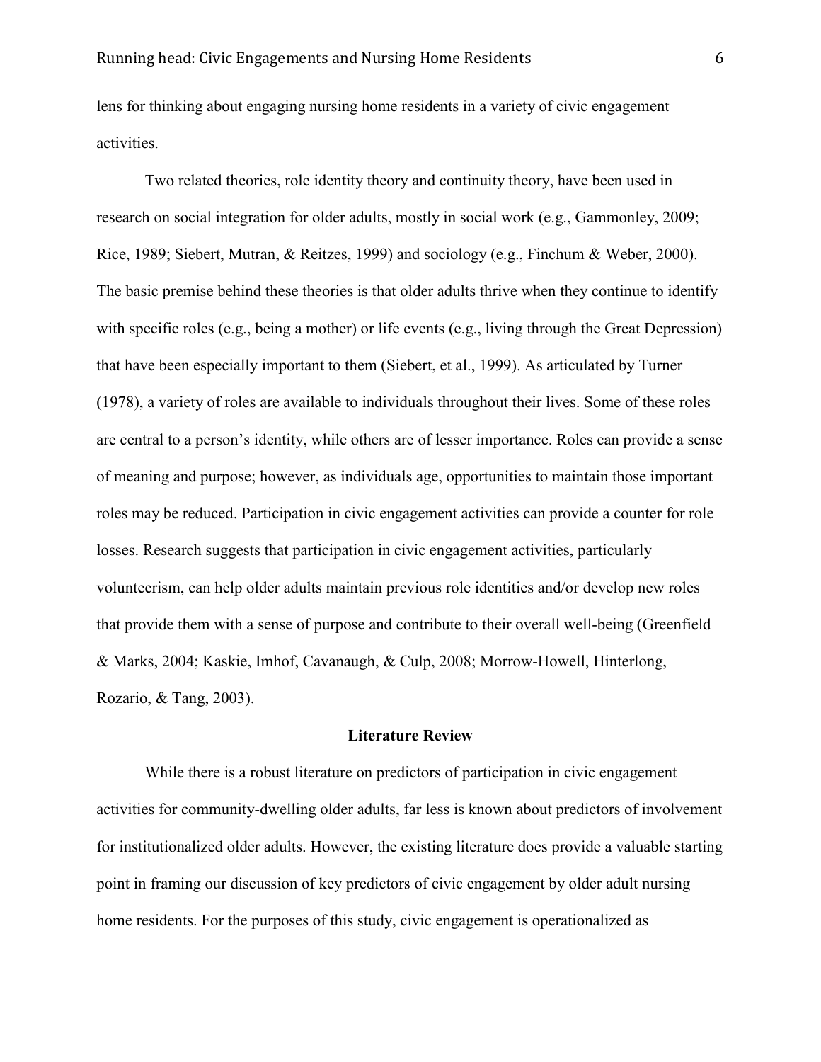lens for thinking about engaging nursing home residents in a variety of civic engagement activities.

Two related theories, role identity theory and continuity theory, have been used in research on social integration for older adults, mostly in social work (e.g., Gammonley, 2009; Rice, 1989; Siebert, Mutran, & Reitzes, 1999) and sociology (e.g., Finchum & Weber, 2000). The basic premise behind these theories is that older adults thrive when they continue to identify with specific roles (e.g., being a mother) or life events (e.g., living through the Great Depression) that have been especially important to them (Siebert, et al., 1999). As articulated by Turner (1978), a variety of roles are available to individuals throughout their lives. Some of these roles are central to a person's identity, while others are of lesser importance. Roles can provide a sense of meaning and purpose; however, as individuals age, opportunities to maintain those important roles may be reduced. Participation in civic engagement activities can provide a counter for role losses. Research suggests that participation in civic engagement activities, particularly volunteerism, can help older adults maintain previous role identities and/or develop new roles that provide them with a sense of purpose and contribute to their overall well-being (Greenfield & Marks, 2004; Kaskie, Imhof, Cavanaugh, & Culp, 2008; Morrow-Howell, Hinterlong, Rozario, & Tang, 2003).

## Literature Review

While there is a robust literature on predictors of participation in civic engagement activities for community-dwelling older adults, far less is known about predictors of involvement for institutionalized older adults. However, the existing literature does provide a valuable starting point in framing our discussion of key predictors of civic engagement by older adult nursing home residents. For the purposes of this study, civic engagement is operationalized as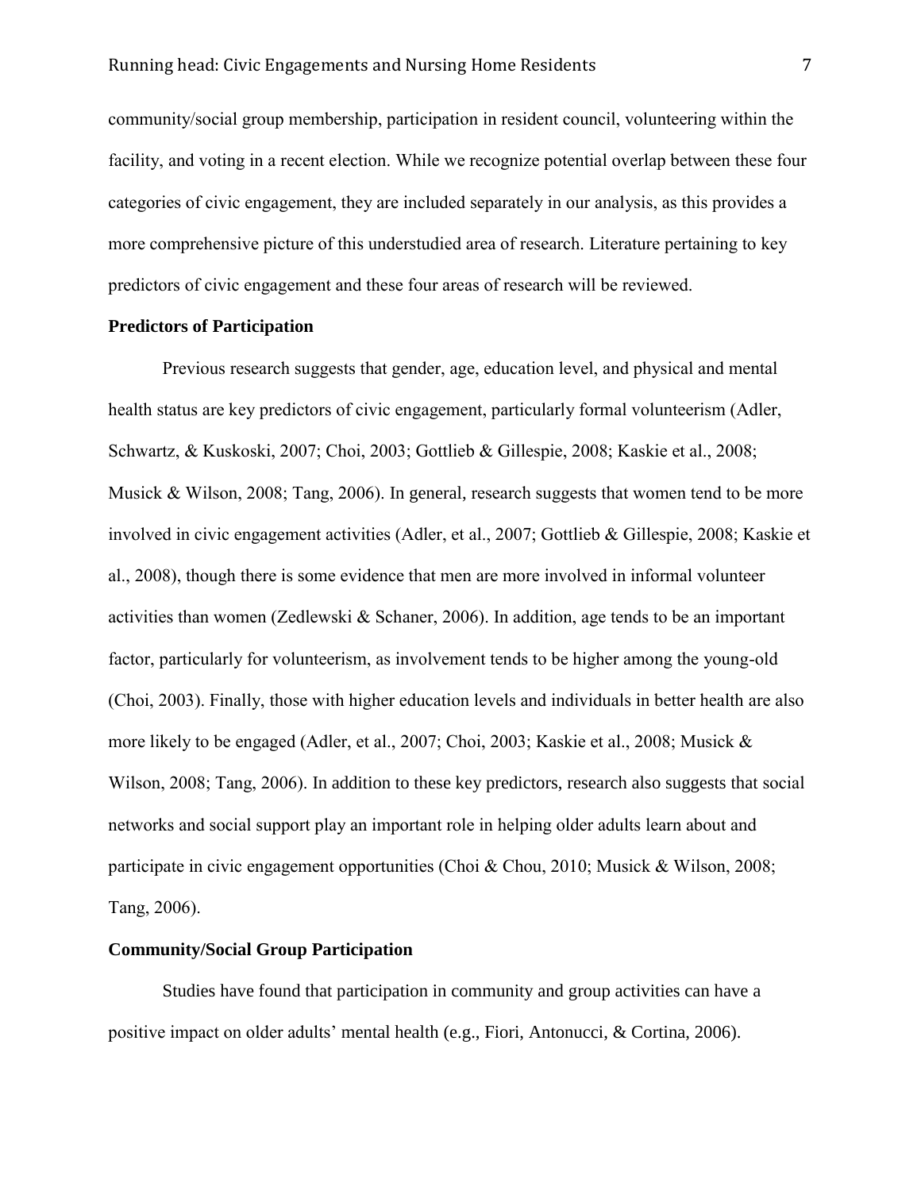community/social group membership, participation in resident council, volunteering within the facility, and voting in a recent election. While we recognize potential overlap between these four categories of civic engagement, they are included separately in our analysis, as this provides a more comprehensive picture of this understudied area of research. Literature pertaining to key predictors of civic engagement and these four areas of research will be reviewed.

## Predictors of Participation

Previous research suggests that gender, age, education level, and physical and mental health status are key predictors of civic engagement, particularly formal volunteerism (Adler, Schwartz, & Kuskoski, 2007; Choi, 2003; Gottlieb & Gillespie, 2008; Kaskie et al., 2008; Musick & Wilson, 2008; Tang, 2006). In general, research suggests that women tend to be more involved in civic engagement activities (Adler, et al., 2007; Gottlieb & Gillespie, 2008; Kaskie et al., 2008), though there is some evidence that men are more involved in informal volunteer activities than women (Zedlewski & Schaner, 2006). In addition, age tends to be an important factor, particularly for volunteerism, as involvement tends to be higher among the young-old (Choi, 2003). Finally, those with higher education levels and individuals in better health are also more likely to be engaged (Adler, et al., 2007; Choi, 2003; Kaskie et al., 2008; Musick & Wilson, 2008; Tang, 2006). In addition to these key predictors, research also suggests that social networks and social support play an important role in helping older adults learn about and participate in civic engagement opportunities (Choi & Chou, 2010; Musick & Wilson, 2008; Tang, 2006).

## Community/Social Group Participation

Studies have found that participation in community and group activities can have a positive impact on older adults' mental health (e.g., Fiori, Antonucci, & Cortina, 2006).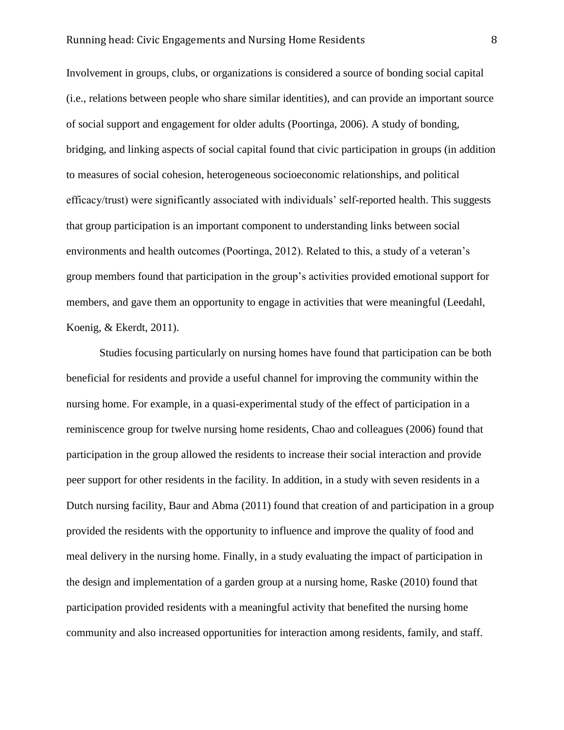Involvement in groups, clubs, or organizations is considered a source of bonding social capital (i.e., relations between people who share similar identities), and can provide an important source of social support and engagement for older adults (Poortinga, 2006). A study of bonding, bridging, and linking aspects of social capital found that civic participation in groups (in addition to measures of social cohesion, heterogeneous socioeconomic relationships, and political efficacy/trust) were significantly associated with individuals' self-reported health. This suggests that group participation is an important component to understanding links between social environments and health outcomes (Poortinga, 2012). Related to this, a study of a veteran's group members found that participation in the group's activities provided emotional support for members, and gave them an opportunity to engage in activities that were meaningful (Leedahl, Koenig, & Ekerdt, 2011).

Studies focusing particularly on nursing homes have found that participation can be both beneficial for residents and provide a useful channel for improving the community within the nursing home. For example, in a quasi-experimental study of the effect of participation in a reminiscence group for twelve nursing home residents, Chao and colleagues (2006) found that participation in the group allowed the residents to increase their social interaction and provide peer support for other residents in the facility. In addition, in a study with seven residents in a Dutch nursing facility, Baur and Abma (2011) found that creation of and participation in a group provided the residents with the opportunity to influence and improve the quality of food and meal delivery in the nursing home. Finally, in a study evaluating the impact of participation in the design and implementation of a garden group at a nursing home, Raske (2010) found that participation provided residents with a meaningful activity that benefited the nursing home community and also increased opportunities for interaction among residents, family, and staff.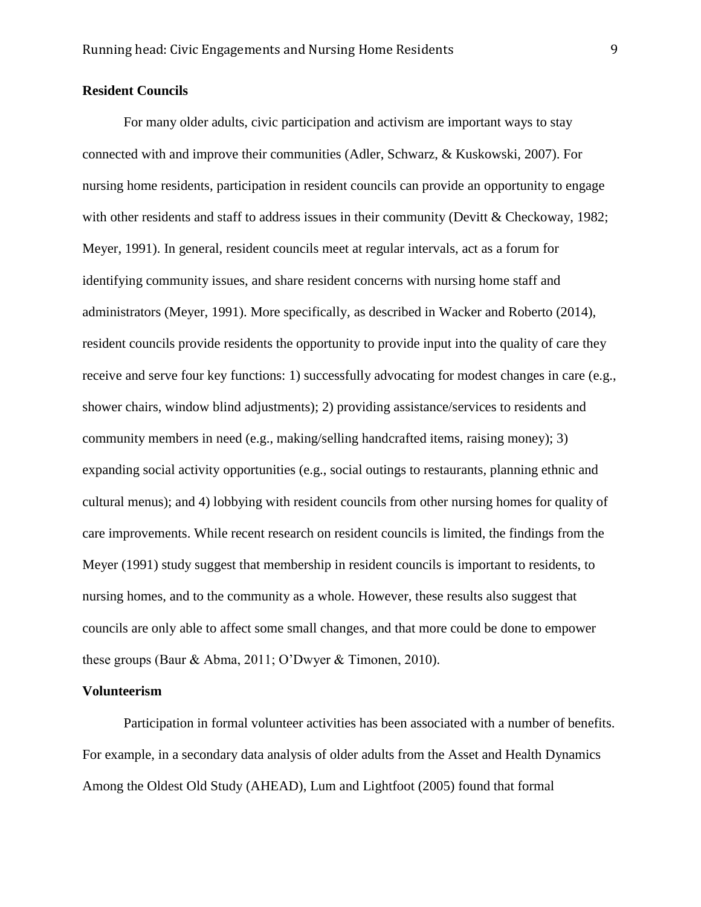**Resident Councils**

For many older adults, civic participation and activism are important ways to stay connected with and improve their communities (Adler, Schwarz, & Kuskowski, 2007). For nursing home residents, participation in resident councils can provide an opportunity to engage with other residents and staff to address issues in their community (Devitt & Checkoway, 1982; Meyer, 1991). In general, resident councils meet at regular intervals, act as a forum for identifying community issues, and share resident concerns with nursing home staff and administrators (Meyer, 1991). More specifically, as described in Wacker and Roberto (2014), resident councils provide residents the opportunity to provide input into the quality of care they receive and serve four key functions: 1) successfully advocating for modest changes in care (e.g., shower chairs, window blind adjustments); 2) providing assistance/services to residents and community members in need (e.g., making/selling handcrafted items, raising money); 3) expanding social activity opportunities (e.g., social outings to restaurants, planning ethnic and cultural menus); and 4) lobbying with resident councils from other nursing homes for quality of care improvements. While recent research on resident councils is limited, the findings from the Meyer (1991) study suggest that membership in resident councils is important to residents, to nursing homes, and to the community as a whole. However, these results also suggest that councils are only able to affect some small changes, and that more could be done to empower these groups (Baur & Abma, 2011; O'Dwyer & Timonen, 2010).

**Volunteerism**

Participation in formal volunteer activities has been associated with a number of benefits. For example, in a secondary data analysis of older adults from the Asset and Health Dynamics Among the Oldest Old Study (AHEAD), Lum and Lightfoot (2005) found that formal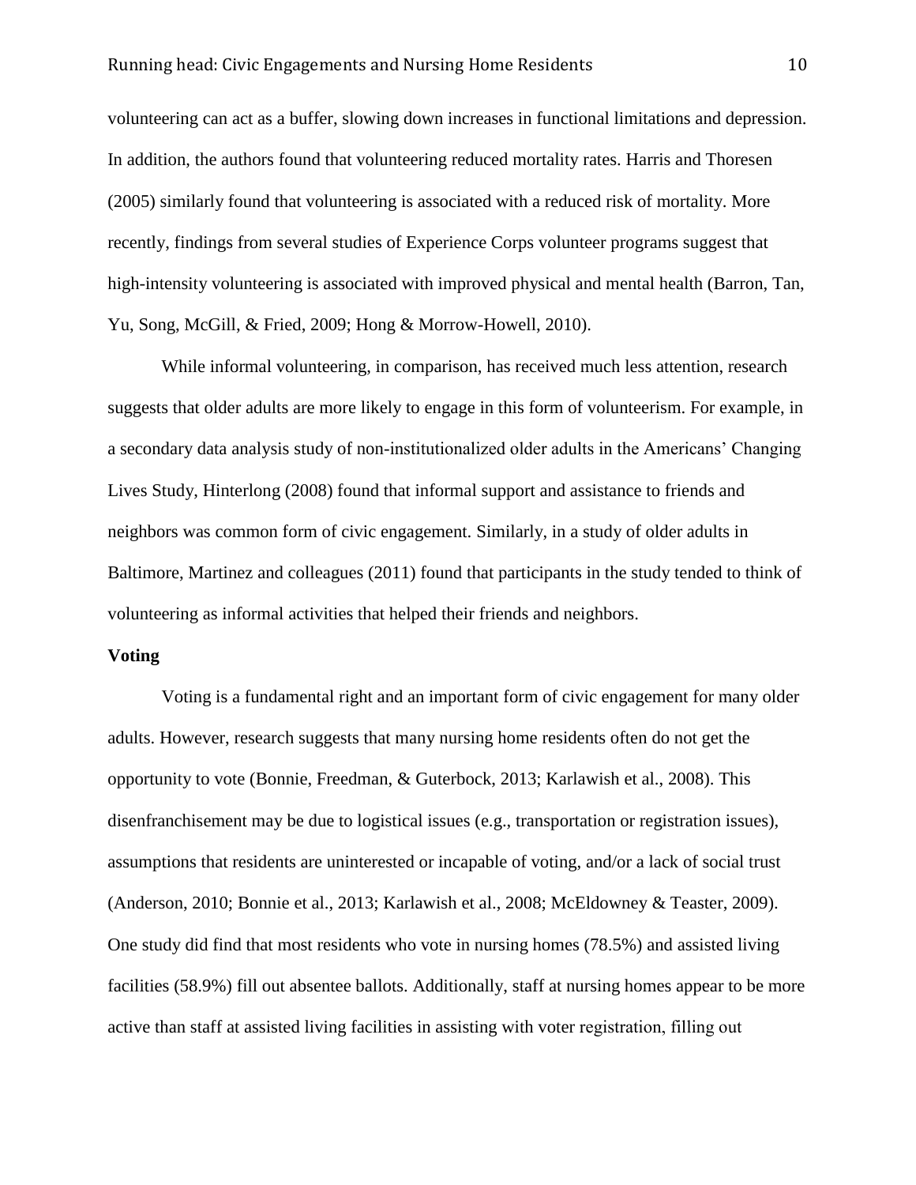volunteering can act as a buffer, slowing down increases in functional limitations and depression. In addition, the authors found that volunteering reduced mortality rates. Harris and Thoresen (2005) similarly found that volunteering is associated with a reduced risk of mortality. More recently, findings from several studies of Experience Corps volunteer programs suggest that high-intensity volunteering is associated with improved physical and mental health (Barron, Tan, Yu, Song, McGill, & Fried, 2009; Hong & Morrow-Howell, 2010).

While informal volunteering, in comparison, has received much less attention, research suggests that older adults are more likely to engage in this form of volunteerism. For example, in a secondary data analysis study of non-institutionalized older adults in the Americans' Changing Lives Study, Hinterlong (2008) found that informal support and assistance to friends and neighbors was common form of civic engagement. Similarly, in a study of older adults in Baltimore, Martinez and colleagues (2011) found that participants in the study tended to think of volunteering as informal activities that helped their friends and neighbors.

**Voting**

Voting is a fundamental right and an important form of civic engagement for many older adults. However, research suggests that many nursing home residents often do not get the opportunity to vote (Bonnie, Freedman, & Guterbock, 2013; Karlawish et al., 2008). This disenfranchisement may be due to logistical issues (e.g., transportation or registration issues), assumptions that residents are uninterested or incapable of voting, and/or a lack of social trust (Anderson, 2010; Bonnie et al., 2013; Karlawish et al., 2008; McEldowney & Teaster, 2009). One study did find that most residents who vote in nursing homes (78.5%) and assisted living facilities (58.9%) fill out absentee ballots. Additionally, staff at nursing homes appear to be more active than staff at assisted living facilities in assisting with voter registration, filling out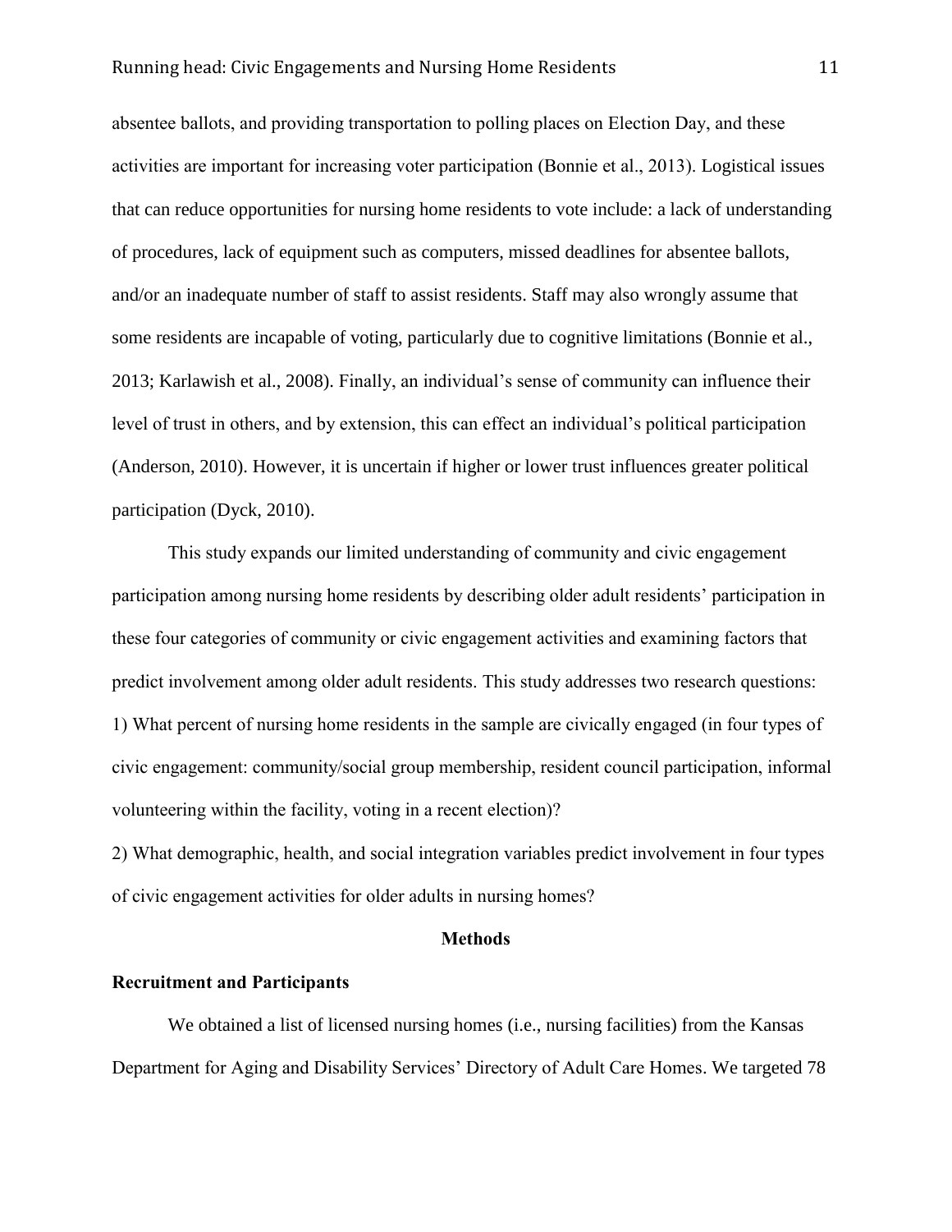absentee ballots, and providing transportation to polling places on Election Day, and these activities are important for increasing voter participation (Bonnie et al., 2013). Logistical issues that can reduce opportunities for nursing home residents to vote include: a lack of understanding of procedures, lack of equipment such as computers, missed deadlines for absentee ballots, and/or an inadequate number of staff to assist residents. Staff may also wrongly assume that some residents are incapable of voting, particularly due to cognitive limitations (Bonnie et al., 2013; Karlawish et al., 2008). Finally, an individual's sense of community can influence their level of trust in others, and by extension, this can effect an individual's political participation (Anderson, 2010). However, it is uncertain if higher or lower trust influences greater political participation (Dyck, 2010).

This study expands our limited understanding of community and civic engagement participation among nursing home residents by describing older adult residents' participation in these four categories of community or civic engagement activities and examining factors that predict involvement among older adult residents. This study addresses two research questions:

1) What percent of nursing home residents in the sample are civically engaged (in four types of civic engagement: community/social group membership, resident council participation, informal volunteering within the facility, voting in a recent election)?

2) What demographic, health, and social integration variables predict involvement in four types of civic engagement activities for older adults in nursing homes?

## Methods

### Recruitment and Participants

We obtained a list of licensed nursing homes (i.e., nursing facilities) from the Kansas Department for Aging and Disability Services' Directory of Adult Care Homes. We targeted 78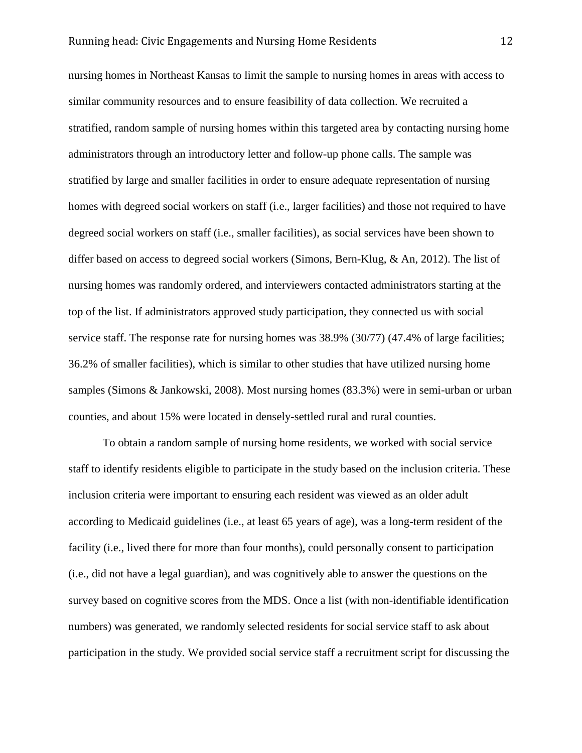nursing homes in Northeast Kansas to limit the sample to nursing homes in areas with access to similar community resources and to ensure feasibility of data collection. We recruited a stratified, random sample of nursing homes within this targeted area by contacting nursing home administrators through an introductory letter and follow-up phone calls. The sample was stratified by large and smaller facilities in order to ensure adequate representation of nursing homes with degreed social workers on staff (i.e., larger facilities) and those not required to have degreed social workers on staff (i.e., smaller facilities), as social services have been shown to differ based on access to degreed social workers (Simons, Bern-Klug, & An, 2012). The list of nursing homes was randomly ordered, and interviewers contacted administrators starting at the top of the list. If administrators approved study participation, they connected us with social service staff. The response rate for nursing homes was 38.9% (30/77) (47.4% of large facilities; 36.2% of smaller facilities), which is similar to other studies that have utilized nursing home samples (Simons & Jankowski, 2008). Most nursing homes (83.3%) were in semi-urban or urban counties, and about 15% were located in densely-settled rural and rural counties.

To obtain a random sample of nursing home residents, we worked with social service staff to identify residents eligible to participate in the study based on the inclusion criteria. These inclusion criteria were important to ensuring each resident was viewed as an older adult according to Medicaid guidelines (i.e., at least 65 years of age), was a long-term resident of the facility (i.e., lived there for more than four months), could personally consent to participation (i.e., did not have a legal guardian), and was cognitively able to answer the questions on the survey based on cognitive scores from the MDS. Once a list (with non-identifiable identification numbers) was generated, we randomly selected residents for social service staff to ask about participation in the study. We provided social service staff a recruitment script for discussing the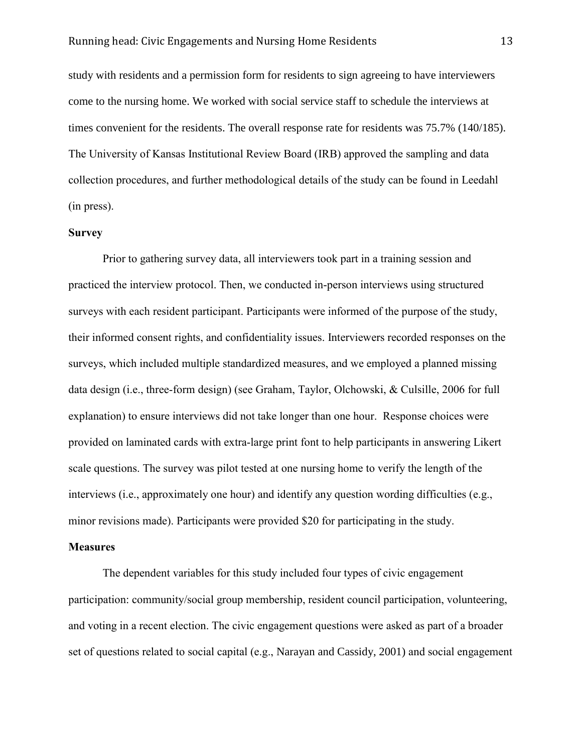study with residents and a permission form for residents to sign agreeing to have interviewers come to the nursing home. We worked with social service staff to schedule the interviews at times convenient for the residents. The overall response rate for residents was 75.7% (140/185). The University of Kansas Institutional Review Board (IRB) approved the sampling and data collection procedures, and further methodological details of the study can be found in Leedahl (in press).

**Survey**

Prior to gathering survey data, all interviewers took part in a training session and practiced the interview protocol. Then, we conducted in-person interviews using structured surveys with each resident participant. Participants were informed of the purpose of the study, their informed consent rights, and confidentiality issues. Interviewers recorded responses on the surveys, which included multiple standardized measures, and we employed a planned missing data design (i.e., three-form design) (see Graham, Taylor, Olchowski, & Culsille, 2006 for full explanation) to ensure interviews did not take longer than one hour. Response choices were provided on laminated cards with extra-large print font to help participants in answering Likert scale questions. The survey was pilot tested at one nursing home to verify the length of the interviews (i.e., approximately one hour) and identify any question wording difficulties (e.g., minor revisions made). Participants were provided $20 for participating in the study.

**Measures**

The dependent variables for this study included four types of civic engagement participation: community/social group membership, resident council participation, volunteering, and voting in a recent election. The civic engagement questions were asked as part of a broader set of questions related to social capital (e.g., Narayan and Cassidy, 2001) and social engagement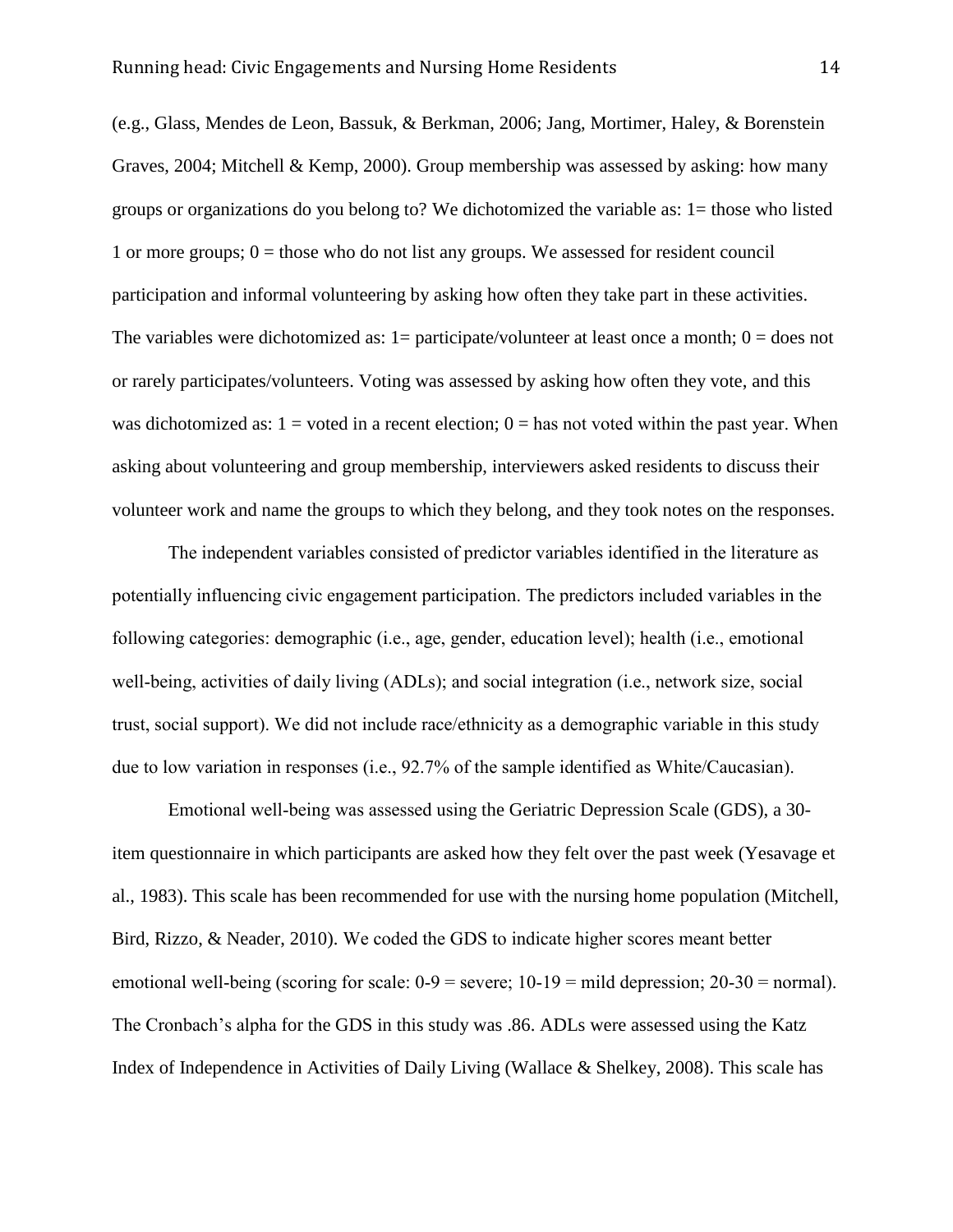(e.g., Glass, Mendes de Leon, Bassuk, & Berkman, 2006; Jang, Mortimer, Haley, & Borenstein Graves, 2004; Mitchell & Kemp, 2000). Group membership was assessed by asking: how many groups or organizations do you belong to? We dichotomized the variable as: 1= those who listed 1 or more groups; 0 = those who do not list any groups. We assessed for resident council participation and informal volunteering by asking how often they take part in these activities. The variables were dichotomized as: 1= participate/volunteer at least once a month; 0 = does not or rarely participates/volunteers. Voting was assessed by asking how often they vote, and this was dichotomized as: 1 = voted in a recent election; 0 = has not voted within the past year. When asking about volunteering and group membership, interviewers asked residents to discuss their volunteer work and name the groups to which they belong, and they took notes on the responses.

The independent variables consisted of predictor variables identified in the literature as potentially influencing civic engagement participation. The predictors included variables in the following categories: demographic (i.e., age, gender, education level); health (i.e., emotional well-being, activities of daily living (ADLs); and social integration (i.e., network size, social trust, social support). We did not include race/ethnicity as a demographic variable in this study due to low variation in responses (i.e., 92.7% of the sample identified as White/Caucasian).

Emotional well-being was assessed using the Geriatric Depression Scale (GDS), a 30-item questionnaire in which participants are asked how they felt over the past week (Yesavage et al., 1983). This scale has been recommended for use with the nursing home population (Mitchell, Bird, Rizzo, & Neader, 2010). We coded the GDS to indicate higher scores meant better emotional well-being (scoring for scale: 0-9 = severe; 10-19 = mild depression; 20-30 = normal). The Cronbach's alpha for the GDS in this study was .86. ADLs were assessed using the Katz Index of Independence in Activities of Daily Living (Wallace & Shelkey, 2008). This scale has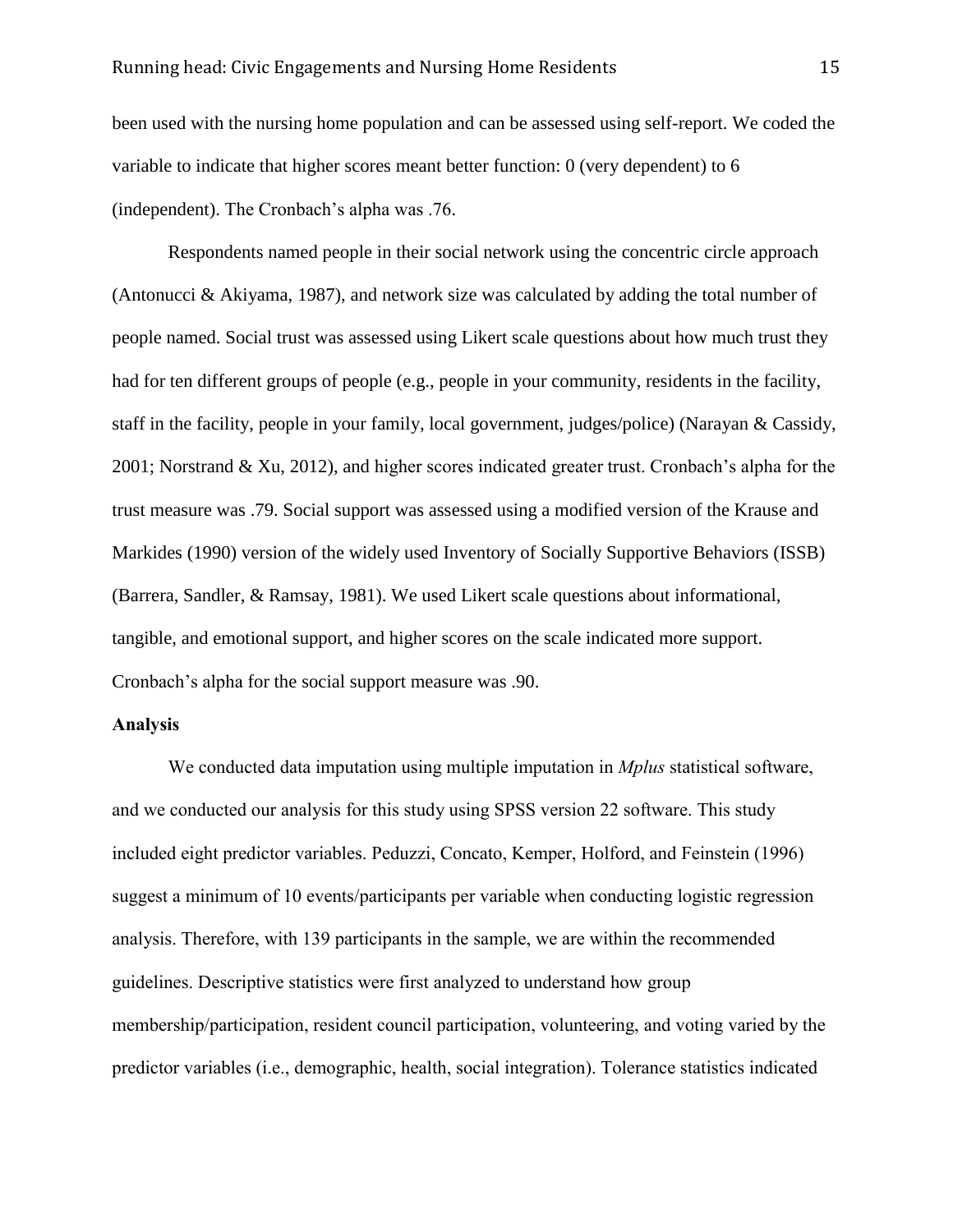been used with the nursing home population and can be assessed using self-report. We coded the variable to indicate that higher scores meant better function: 0 (very dependent) to 6 (independent). The Cronbach's alpha was .76.

Respondents named people in their social network using the concentric circle approach (Antonucci & Akiyama, 1987), and network size was calculated by adding the total number of people named. Social trust was assessed using Likert scale questions about how much trust they had for ten different groups of people (e.g., people in your community, residents in the facility, staff in the facility, people in your family, local government, judges/police) (Narayan & Cassidy, 2001; Norstrand & Xu, 2012), and higher scores indicated greater trust. Cronbach's alpha for the trust measure was .79. Social support was assessed using a modified version of the Krause and Markides (1990) version of the widely used Inventory of Socially Supportive Behaviors (ISSB) (Barrera, Sandler, & Ramsay, 1981). We used Likert scale questions about informational, tangible, and emotional support, and higher scores on the scale indicated more support. Cronbach's alpha for the social support measure was .90.

**Analysis**

We conducted data imputation using multiple imputation in *Mplus* statistical software, and we conducted our analysis for this study using SPSS version 22 software. This study included eight predictor variables. Peduzzi, Concato, Kemper, Holford, and Feinstein (1996) suggest a minimum of 10 events/participants per variable when conducting logistic regression analysis. Therefore, with 139 participants in the sample, we are within the recommended guidelines. Descriptive statistics were first analyzed to understand how group membership/participation, resident council participation, volunteering, and voting varied by the predictor variables (i.e., demographic, health, social integration). Tolerance statistics indicated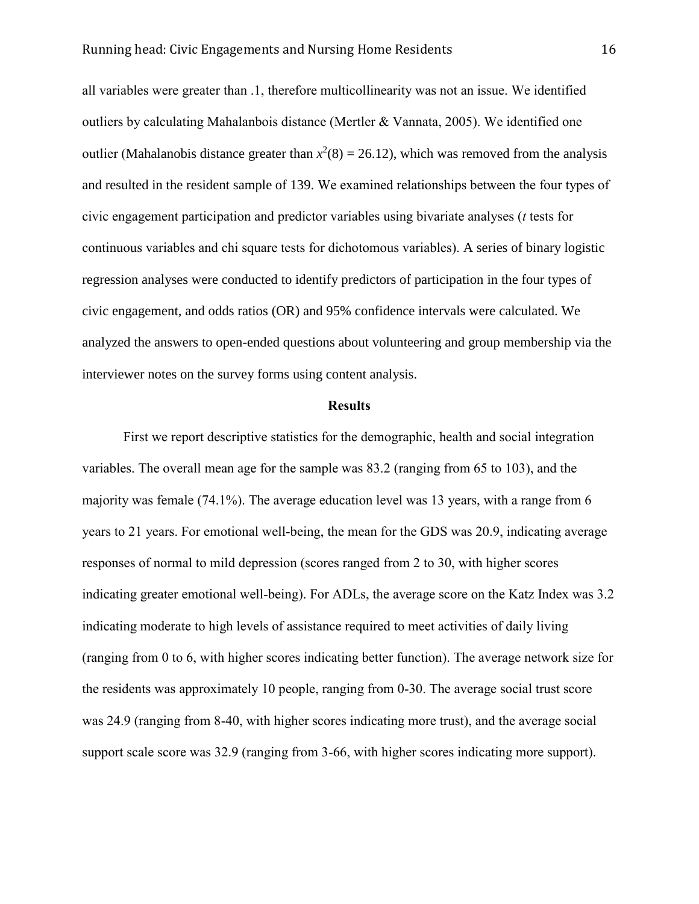all variables were greater than .1, therefore multicollinearity was not an issue. We identified outliers by calculating Mahalanbois distance (Mertler & Vannata, 2005). We identified one outlier (Mahalanobis distance greater than $x^2(8) = 26.12$), which was removed from the analysis and resulted in the resident sample of 139. We examined relationships between the four types of civic engagement participation and predictor variables using bivariate analyses (*t* tests for continuous variables and chi square tests for dichotomous variables). A series of binary logistic regression analyses were conducted to identify predictors of participation in the four types of civic engagement, and odds ratios (OR) and 95% confidence intervals were calculated. We analyzed the answers to open-ended questions about volunteering and group membership via the interviewer notes on the survey forms using content analysis.

## Results

First we report descriptive statistics for the demographic, health and social integration variables. The overall mean age for the sample was 83.2 (ranging from 65 to 103), and the majority was female (74.1%). The average education level was 13 years, with a range from 6 years to 21 years. For emotional well-being, the mean for the GDS was 20.9, indicating average responses of normal to mild depression (scores ranged from 2 to 30, with higher scores indicating greater emotional well-being). For ADLs, the average score on the Katz Index was 3.2 indicating moderate to high levels of assistance required to meet activities of daily living (ranging from 0 to 6, with higher scores indicating better function). The average network size for the residents was approximately 10 people, ranging from 0-30. The average social trust score was 24.9 (ranging from 8-40, with higher scores indicating more trust), and the average social support scale score was 32.9 (ranging from 3-66, with higher scores indicating more support).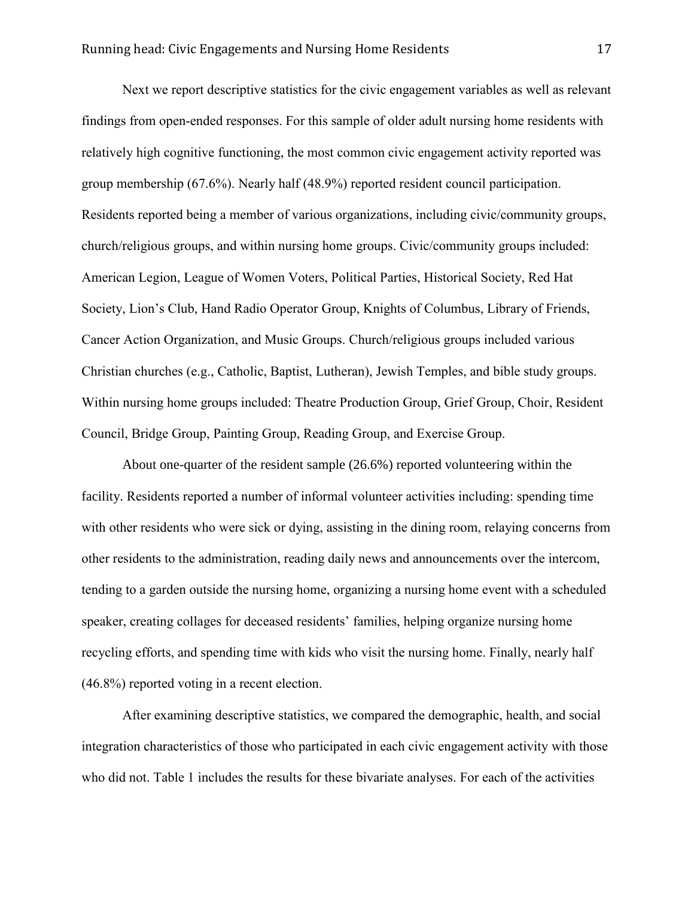Next we report descriptive statistics for the civic engagement variables as well as relevant findings from open-ended responses. For this sample of older adult nursing home residents with relatively high cognitive functioning, the most common civic engagement activity reported was group membership (67.6%). Nearly half (48.9%) reported resident council participation. Residents reported being a member of various organizations, including civic/community groups, church/religious groups, and within nursing home groups. Civic/community groups included: American Legion, League of Women Voters, Political Parties, Historical Society, Red Hat Society, Lion's Club, Hand Radio Operator Group, Knights of Columbus, Library of Friends, Cancer Action Organization, and Music Groups. Church/religious groups included various Christian churches (e.g., Catholic, Baptist, Lutheran), Jewish Temples, and bible study groups. Within nursing home groups included: Theatre Production Group, Grief Group, Choir, Resident Council, Bridge Group, Painting Group, Reading Group, and Exercise Group.

About one-quarter of the resident sample (26.6%) reported volunteering within the facility. Residents reported a number of informal volunteer activities including: spending time with other residents who were sick or dying, assisting in the dining room, relaying concerns from other residents to the administration, reading daily news and announcements over the intercom, tending to a garden outside the nursing home, organizing a nursing home event with a scheduled speaker, creating collages for deceased residents' families, helping organize nursing home recycling efforts, and spending time with kids who visit the nursing home. Finally, nearly half (46.8%) reported voting in a recent election.

After examining descriptive statistics, we compared the demographic, health, and social integration characteristics of those who participated in each civic engagement activity with those who did not. Table 1 includes the results for these bivariate analyses. For each of the activities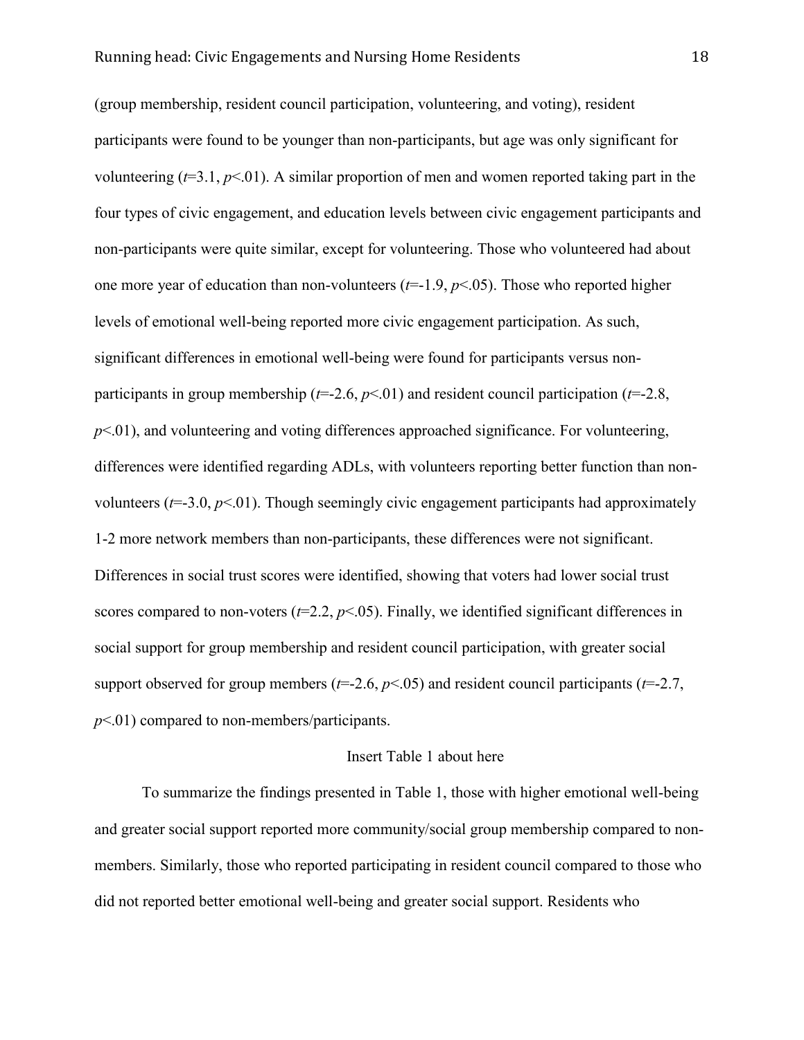(group membership, resident council participation, volunteering, and voting), resident participants were found to be younger than non-participants, but age was only significant for volunteering ($t$=3.1, $p$<.01). A similar proportion of men and women reported taking part in the four types of civic engagement, and education levels between civic engagement participants and non-participants were quite similar, except for volunteering. Those who volunteered had about one more year of education than non-volunteers ($t$=-1.9, $p$<.05). Those who reported higher levels of emotional well-being reported more civic engagement participation. As such, significant differences in emotional well-being were found for participants versus non-participants in group membership ($t$=-2.6, $p$<.01) and resident council participation ($t$=-2.8, $p$<.01), and volunteering and voting differences approached significance. For volunteering, differences were identified regarding ADLs, with volunteers reporting better function than non-volunteers ($t$=-3.0, $p$<.01). Though seemingly civic engagement participants had approximately 1-2 more network members than non-participants, these differences were not significant. Differences in social trust scores were identified, showing that voters had lower social trust scores compared to non-voters ($t$=2.2, $p$<.05). Finally, we identified significant differences in social support for group membership and resident council participation, with greater social support observed for group members ($t$=-2.6, $p$<.05) and resident council participants ($t$=-2.7, $p$<.01) compared to non-members/participants.

Insert Table 1 about here

To summarize the findings presented in Table 1, those with higher emotional well-being and greater social support reported more community/social group membership compared to non-members. Similarly, those who reported participating in resident council compared to those who did not reported better emotional well-being and greater social support. Residents who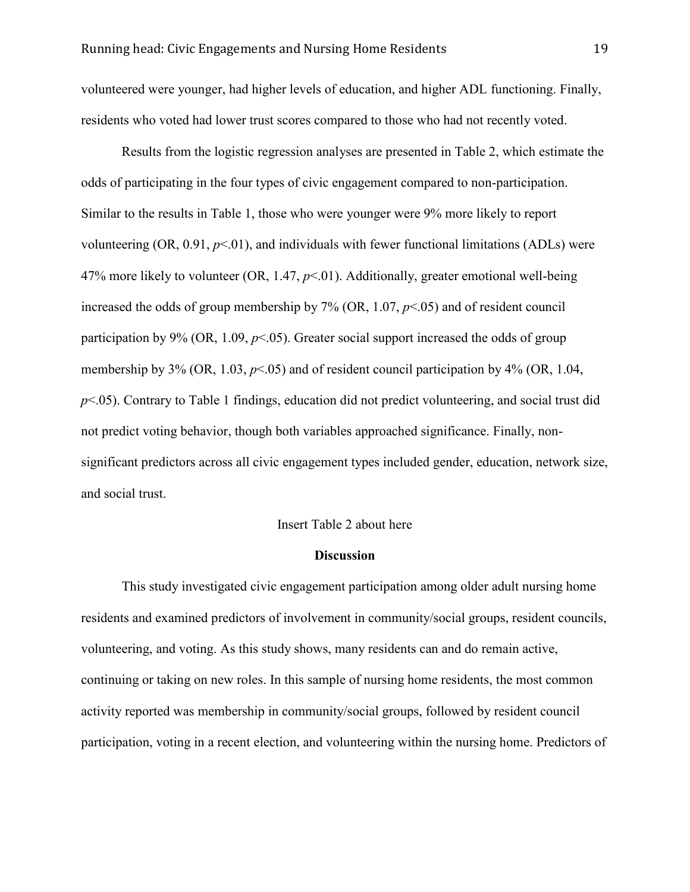volunteered were younger, had higher levels of education, and higher ADL functioning. Finally, residents who voted had lower trust scores compared to those who had not recently voted.

Results from the logistic regression analyses are presented in Table 2, which estimate the odds of participating in the four types of civic engagement compared to non-participation. Similar to the results in Table 1, those who were younger were 9% more likely to report volunteering (OR, 0.91, $p<.01$), and individuals with fewer functional limitations (ADLs) were 47% more likely to volunteer (OR, 1.47, $p<.01$). Additionally, greater emotional well-being increased the odds of group membership by 7% (OR, 1.07, $p<.05$) and of resident council participation by 9% (OR, 1.09, $p<.05$). Greater social support increased the odds of group membership by 3% (OR, 1.03, $p<.05$) and of resident council participation by 4% (OR, 1.04, $p<.05$). Contrary to Table 1 findings, education did not predict volunteering, and social trust did not predict voting behavior, though both variables approached significance. Finally, non-significant predictors across all civic engagement types included gender, education, network size, and social trust.

Insert Table 2 about here

## Discussion

This study investigated civic engagement participation among older adult nursing home residents and examined predictors of involvement in community/social groups, resident councils, volunteering, and voting. As this study shows, many residents can and do remain active, continuing or taking on new roles. In this sample of nursing home residents, the most common activity reported was membership in community/social groups, followed by resident council participation, voting in a recent election, and volunteering within the nursing home. Predictors of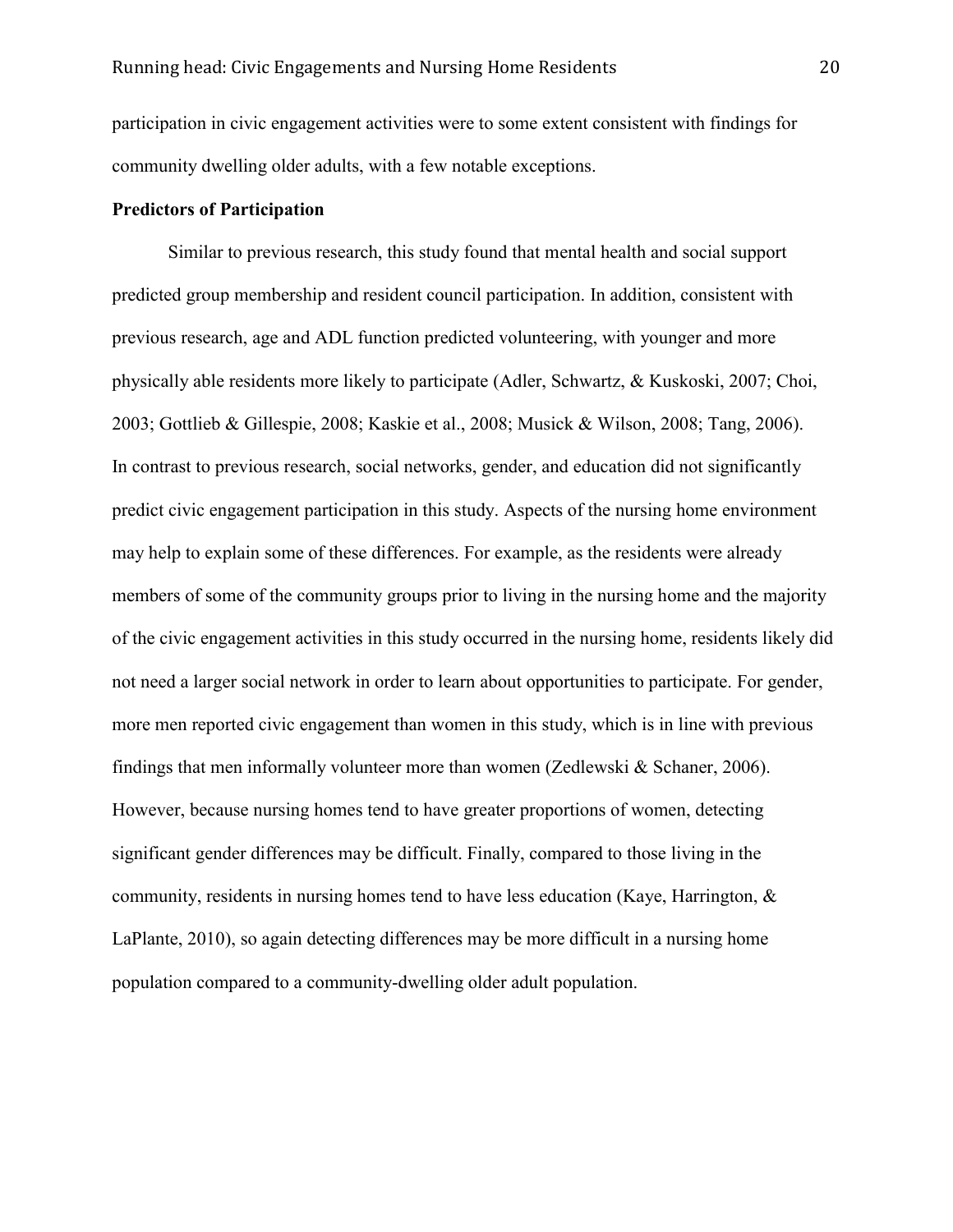participation in civic engagement activities were to some extent consistent with findings for community dwelling older adults, with a few notable exceptions.

**Predictors of Participation**

Similar to previous research, this study found that mental health and social support predicted group membership and resident council participation. In addition, consistent with previous research, age and ADL function predicted volunteering, with younger and more physically able residents more likely to participate (Adler, Schwartz, & Kuskoski, 2007; Choi, 2003; Gottlieb & Gillespie, 2008; Kaskie et al., 2008; Musick & Wilson, 2008; Tang, 2006). In contrast to previous research, social networks, gender, and education did not significantly predict civic engagement participation in this study. Aspects of the nursing home environment may help to explain some of these differences. For example, as the residents were already members of some of the community groups prior to living in the nursing home and the majority of the civic engagement activities in this study occurred in the nursing home, residents likely did not need a larger social network in order to learn about opportunities to participate. For gender, more men reported civic engagement than women in this study, which is in line with previous findings that men informally volunteer more than women (Zedlewski & Schaner, 2006). However, because nursing homes tend to have greater proportions of women, detecting significant gender differences may be difficult. Finally, compared to those living in the community, residents in nursing homes tend to have less education (Kaye, Harrington, & LaPlante, 2010), so again detecting differences may be more difficult in a nursing home population compared to a community-dwelling older adult population.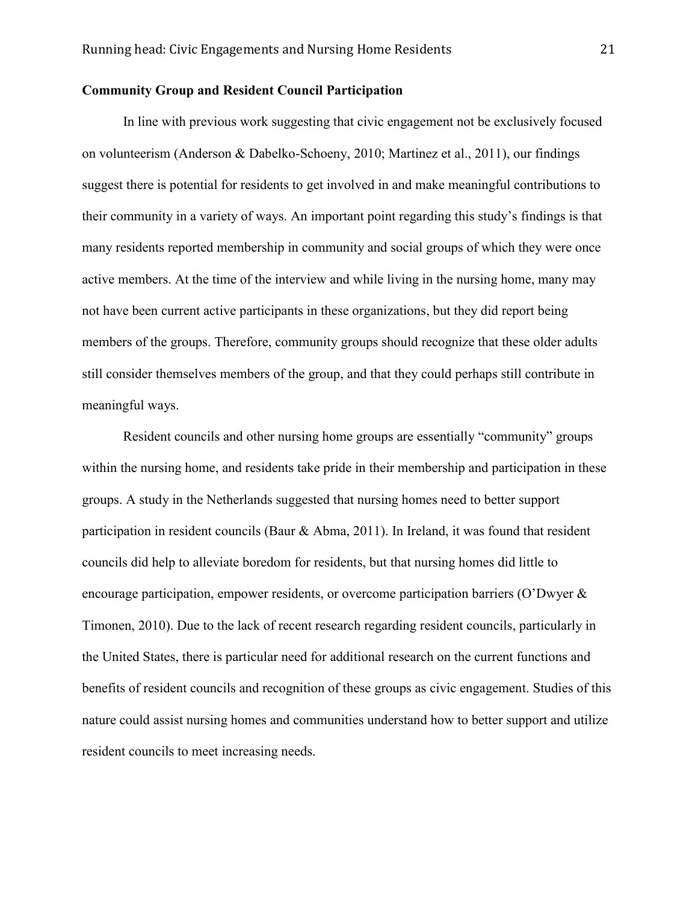**Community Group and Resident Council Participation**

In line with previous work suggesting that civic engagement not be exclusively focused on volunteerism (Anderson & Dabelko-Schoeny, 2010; Martinez et al., 2011), our findings suggest there is potential for residents to get involved in and make meaningful contributions to their community in a variety of ways. An important point regarding this study's findings is that many residents reported membership in community and social groups of which they were once active members. At the time of the interview and while living in the nursing home, many may not have been current active participants in these organizations, but they did report being members of the groups. Therefore, community groups should recognize that these older adults still consider themselves members of the group, and that they could perhaps still contribute in meaningful ways.

Resident councils and other nursing home groups are essentially "community" groups within the nursing home, and residents take pride in their membership and participation in these groups. A study in the Netherlands suggested that nursing homes need to better support participation in resident councils (Baur & Abma, 2011). In Ireland, it was found that resident councils did help to alleviate boredom for residents, but that nursing homes did little to encourage participation, empower residents, or overcome participation barriers (O'Dwyer & Timonen, 2010). Due to the lack of recent research regarding resident councils, particularly in the United States, there is particular need for additional research on the current functions and benefits of resident councils and recognition of these groups as civic engagement. Studies of this nature could assist nursing homes and communities understand how to better support and utilize resident councils to meet increasing needs.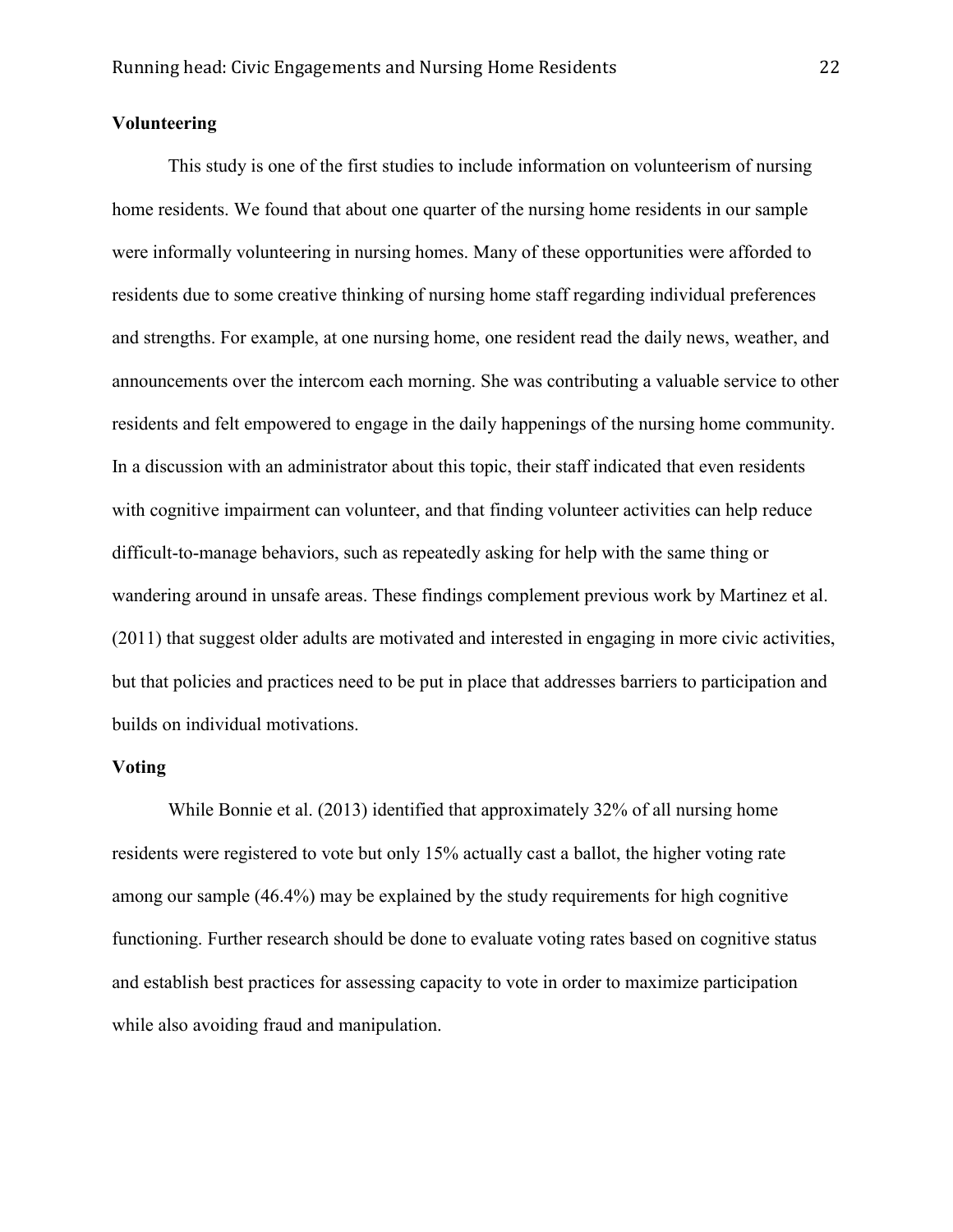**Volunteering**

This study is one of the first studies to include information on volunteerism of nursing home residents. We found that about one quarter of the nursing home residents in our sample were informally volunteering in nursing homes. Many of these opportunities were afforded to residents due to some creative thinking of nursing home staff regarding individual preferences and strengths. For example, at one nursing home, one resident read the daily news, weather, and announcements over the intercom each morning. She was contributing a valuable service to other residents and felt empowered to engage in the daily happenings of the nursing home community. In a discussion with an administrator about this topic, their staff indicated that even residents with cognitive impairment can volunteer, and that finding volunteer activities can help reduce difficult-to-manage behaviors, such as repeatedly asking for help with the same thing or wandering around in unsafe areas. These findings complement previous work by Martinez et al. (2011) that suggest older adults are motivated and interested in engaging in more civic activities, but that policies and practices need to be put in place that addresses barriers to participation and builds on individual motivations.

**Voting**

While Bonnie et al. (2013) identified that approximately 32% of all nursing home residents were registered to vote but only 15% actually cast a ballot, the higher voting rate among our sample (46.4%) may be explained by the study requirements for high cognitive functioning. Further research should be done to evaluate voting rates based on cognitive status and establish best practices for assessing capacity to vote in order to maximize participation while also avoiding fraud and manipulation.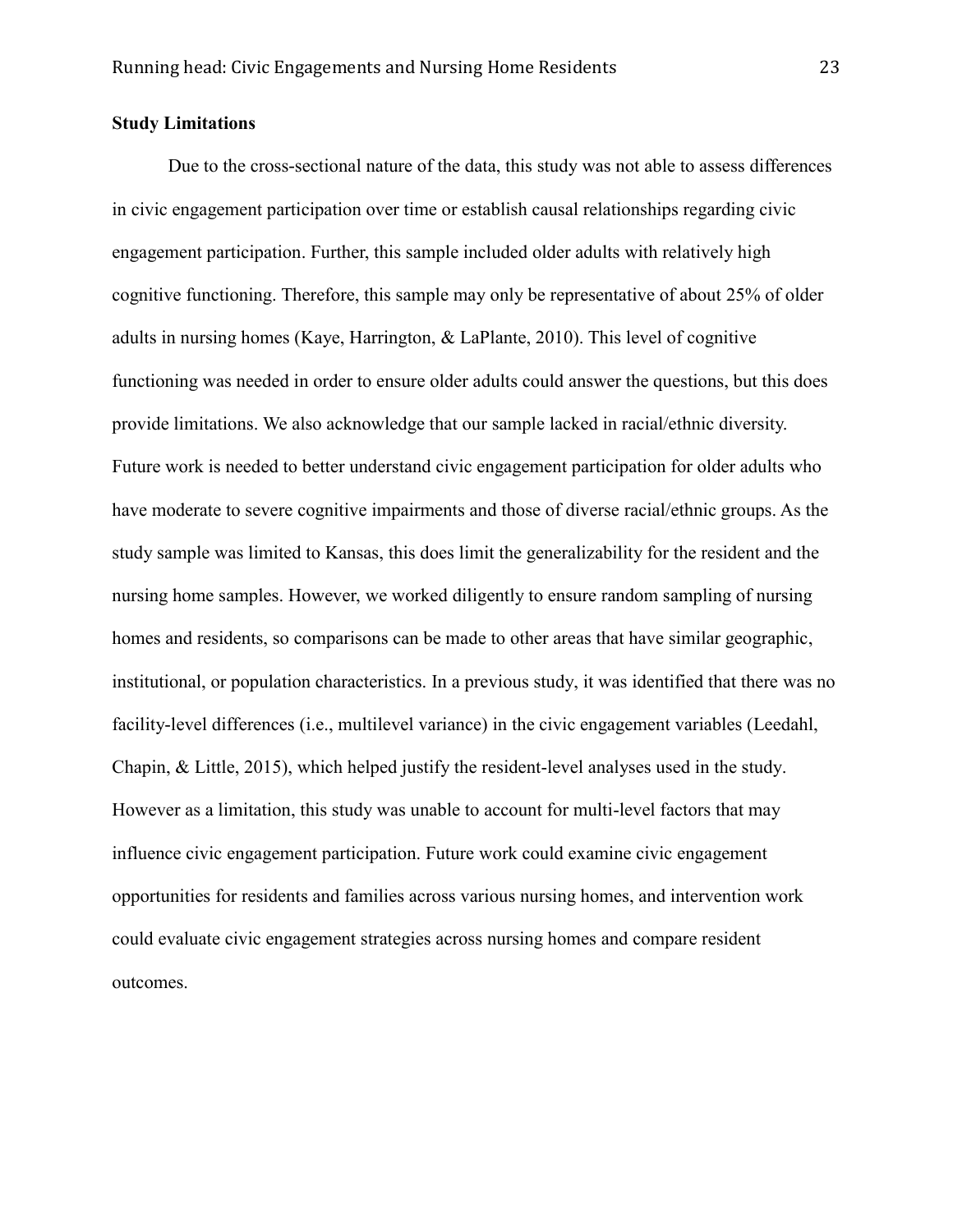**Study Limitations**

Due to the cross-sectional nature of the data, this study was not able to assess differences in civic engagement participation over time or establish causal relationships regarding civic engagement participation. Further, this sample included older adults with relatively high cognitive functioning. Therefore, this sample may only be representative of about 25% of older adults in nursing homes (Kaye, Harrington, & LaPlante, 2010). This level of cognitive functioning was needed in order to ensure older adults could answer the questions, but this does provide limitations. We also acknowledge that our sample lacked in racial/ethnic diversity. Future work is needed to better understand civic engagement participation for older adults who have moderate to severe cognitive impairments and those of diverse racial/ethnic groups. As the study sample was limited to Kansas, this does limit the generalizability for the resident and the nursing home samples. However, we worked diligently to ensure random sampling of nursing homes and residents, so comparisons can be made to other areas that have similar geographic, institutional, or population characteristics. In a previous study, it was identified that there was no facility-level differences (i.e., multilevel variance) in the civic engagement variables (Leedahl, Chapin, & Little, 2015), which helped justify the resident-level analyses used in the study. However as a limitation, this study was unable to account for multi-level factors that may influence civic engagement participation. Future work could examine civic engagement opportunities for residents and families across various nursing homes, and intervention work could evaluate civic engagement strategies across nursing homes and compare resident outcomes.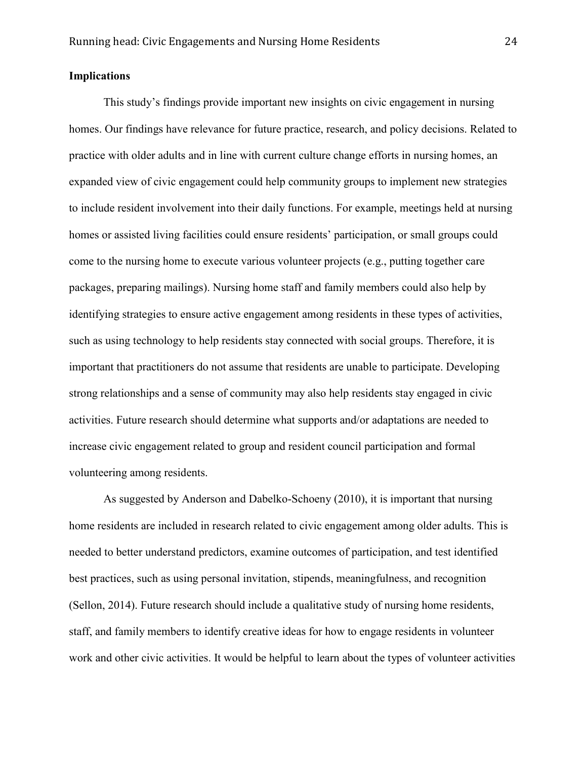## Implications

This study's findings provide important new insights on civic engagement in nursing homes. Our findings have relevance for future practice, research, and policy decisions. Related to practice with older adults and in line with current culture change efforts in nursing homes, an expanded view of civic engagement could help community groups to implement new strategies to include resident involvement into their daily functions. For example, meetings held at nursing homes or assisted living facilities could ensure residents' participation, or small groups could come to the nursing home to execute various volunteer projects (e.g., putting together care packages, preparing mailings). Nursing home staff and family members could also help by identifying strategies to ensure active engagement among residents in these types of activities, such as using technology to help residents stay connected with social groups. Therefore, it is important that practitioners do not assume that residents are unable to participate. Developing strong relationships and a sense of community may also help residents stay engaged in civic activities. Future research should determine what supports and/or adaptations are needed to increase civic engagement related to group and resident council participation and formal volunteering among residents.

As suggested by Anderson and Dabelko-Schoeny (2010), it is important that nursing home residents are included in research related to civic engagement among older adults. This is needed to better understand predictors, examine outcomes of participation, and test identified best practices, such as using personal invitation, stipends, meaningfulness, and recognition (Sellon, 2014). Future research should include a qualitative study of nursing home residents, staff, and family members to identify creative ideas for how to engage residents in volunteer work and other civic activities. It would be helpful to learn about the types of volunteer activities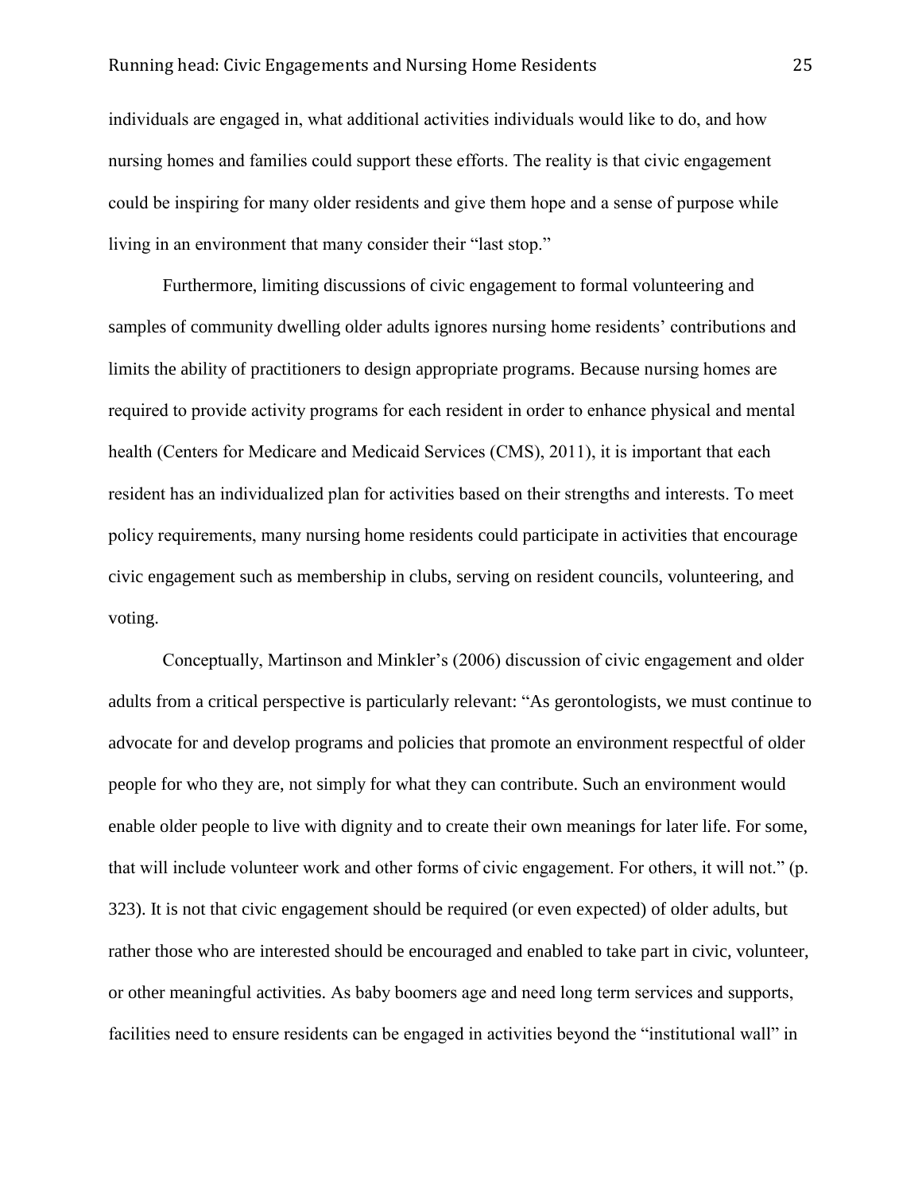individuals are engaged in, what additional activities individuals would like to do, and how nursing homes and families could support these efforts. The reality is that civic engagement could be inspiring for many older residents and give them hope and a sense of purpose while living in an environment that many consider their "last stop."

Furthermore, limiting discussions of civic engagement to formal volunteering and samples of community dwelling older adults ignores nursing home residents' contributions and limits the ability of practitioners to design appropriate programs. Because nursing homes are required to provide activity programs for each resident in order to enhance physical and mental health (Centers for Medicare and Medicaid Services (CMS), 2011), it is important that each resident has an individualized plan for activities based on their strengths and interests. To meet policy requirements, many nursing home residents could participate in activities that encourage civic engagement such as membership in clubs, serving on resident councils, volunteering, and voting.

Conceptually, Martinson and Minkler's (2006) discussion of civic engagement and older adults from a critical perspective is particularly relevant: "As gerontologists, we must continue to advocate for and develop programs and policies that promote an environment respectful of older people for who they are, not simply for what they can contribute. Such an environment would enable older people to live with dignity and to create their own meanings for later life. For some, that will include volunteer work and other forms of civic engagement. For others, it will not." (p. 323). It is not that civic engagement should be required (or even expected) of older adults, but rather those who are interested should be encouraged and enabled to take part in civic, volunteer, or other meaningful activities. As baby boomers age and need long term services and supports, facilities need to ensure residents can be engaged in activities beyond the "institutional wall" in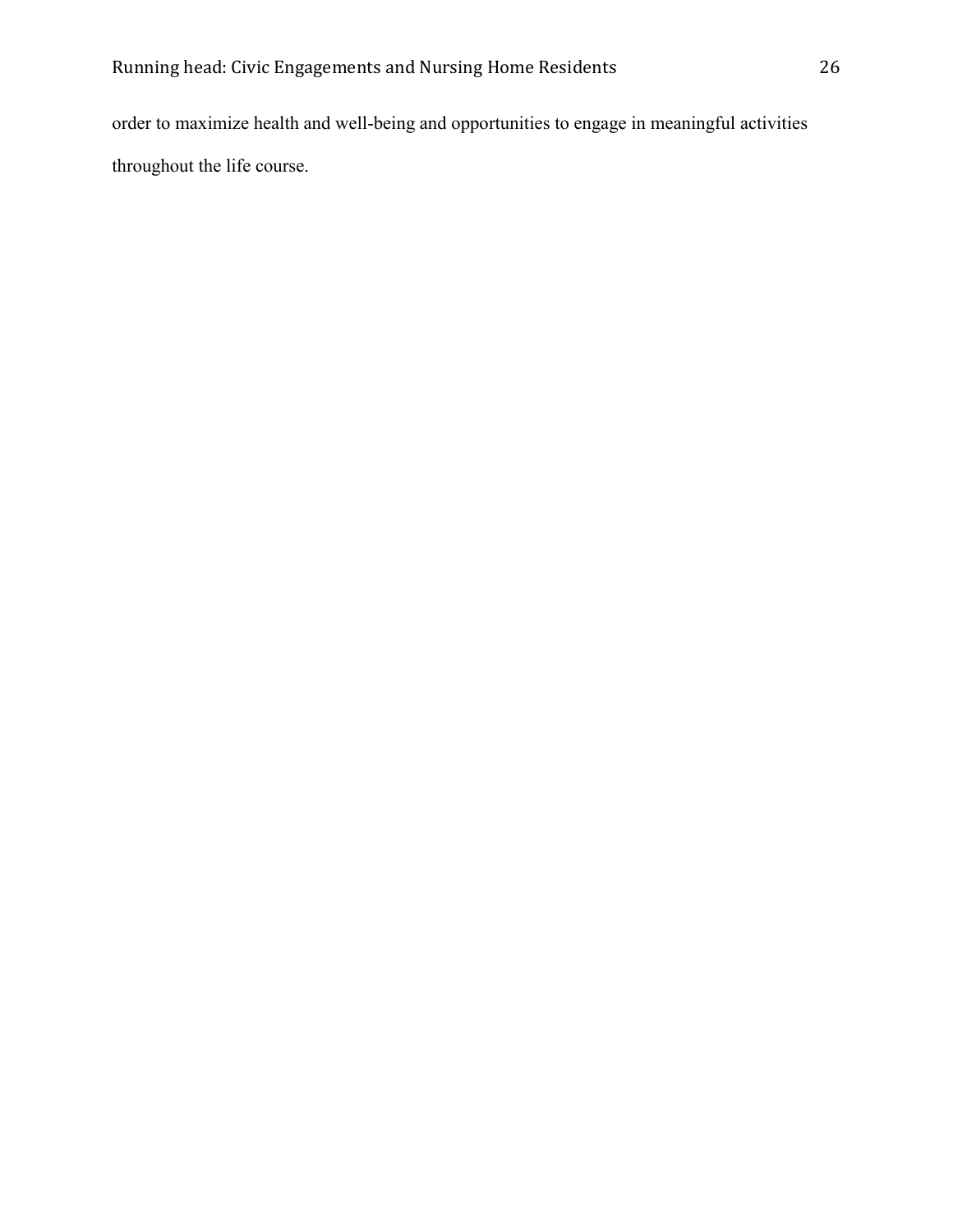order to maximize health and well-being and opportunities to engage in meaningful activities throughout the life course.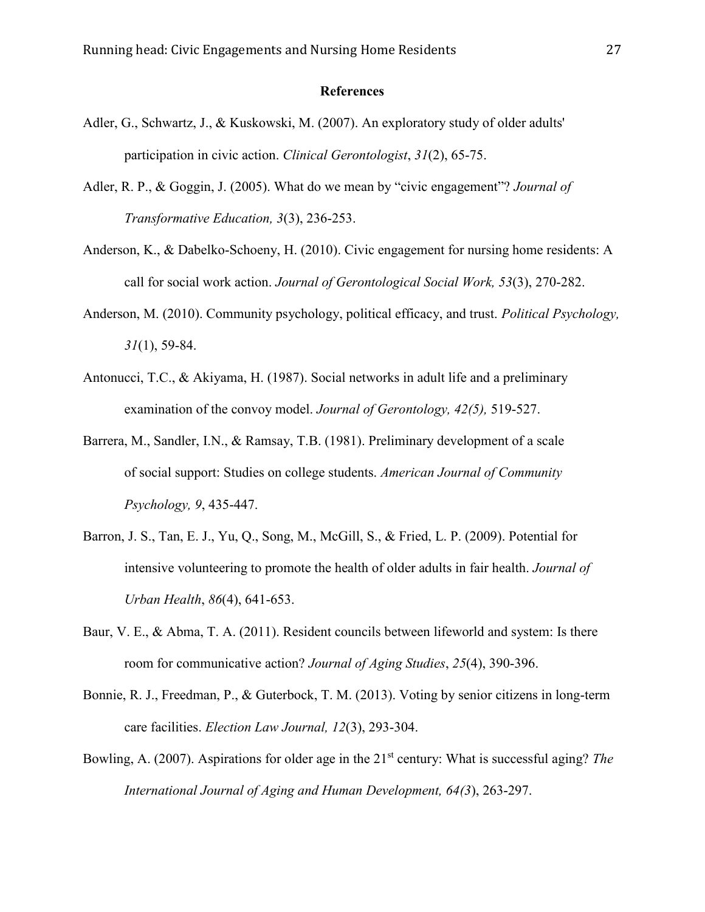## References

Adler, G., Schwartz, J., & Kuskowski, M. (2007). An exploratory study of older adults' participation in civic action. *Clinical Gerontologist*, *31*(2), 65-75.

Adler, R. P., & Goggin, J. (2005). What do we mean by "civic engagement"? *Journal of Transformative Education, 3*(3), 236-253.

Anderson, K., & Dabelko-Schoeny, H. (2010). Civic engagement for nursing home residents: A call for social work action. *Journal of Gerontological Social Work, 53*(3), 270-282.

Anderson, M. (2010). Community psychology, political efficacy, and trust. *Political Psychology, 31*(1), 59-84.

Antonucci, T.C., & Akiyama, H. (1987). Social networks in adult life and a preliminary examination of the convoy model. *Journal of Gerontology, 42(5),* 519-527.

Barrera, M., Sandler, I.N., & Ramsay, T.B. (1981). Preliminary development of a scale of social support: Studies on college students. *American Journal of Community Psychology, 9*, 435-447.

Barron, J. S., Tan, E. J., Yu, Q., Song, M., McGill, S., & Fried, L. P. (2009). Potential for intensive volunteering to promote the health of older adults in fair health. *Journal of Urban Health*, *86*(4), 641-653.

Baur, V. E., & Abma, T. A. (2011). Resident councils between lifeworld and system: Is there room for communicative action? *Journal of Aging Studies*, *25*(4), 390-396.

Bonnie, R. J., Freedman, P., & Guterbock, T. M. (2013). Voting by senior citizens in long-term care facilities. *Election Law Journal, 12*(3), 293-304.

Bowling, A. (2007). Aspirations for older age in the 21st century: What is successful aging? *The International Journal of Aging and Human Development, 64(3*), 263-297.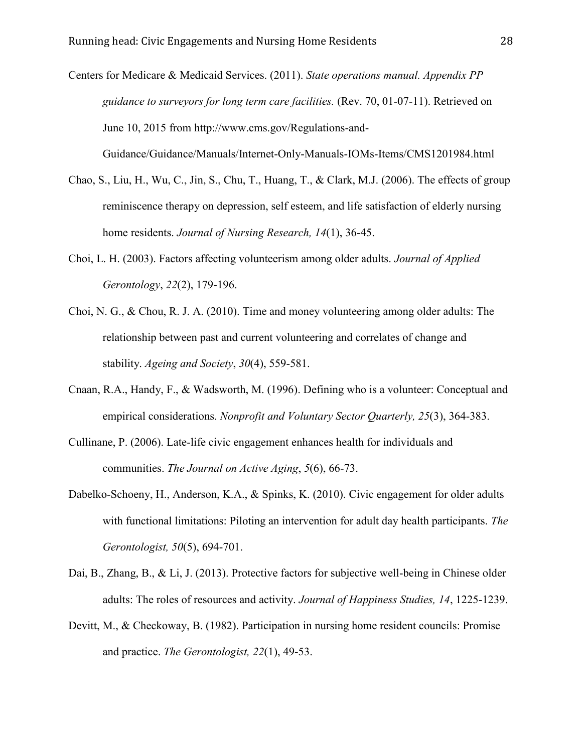Centers for Medicare & Medicaid Services. (2011). *State operations manual. Appendix PP guidance to surveyors for long term care facilities.* (Rev. 70, 01-07-11). Retrieved on June 10, 2015 from http://www.cms.gov/Regulations-and-Guidance/Guidance/Manuals/Internet-Only-Manuals-IOMs-Items/CMS1201984.html

Chao, S., Liu, H., Wu, C., Jin, S., Chu, T., Huang, T., & Clark, M.J. (2006). The effects of group reminiscence therapy on depression, self esteem, and life satisfaction of elderly nursing home residents. *Journal of Nursing Research, 14*(1), 36-45.

Choi, L. H. (2003). Factors affecting volunteerism among older adults. *Journal of Applied Gerontology*, *22*(2), 179-196.

Choi, N. G., & Chou, R. J. A. (2010). Time and money volunteering among older adults: The relationship between past and current volunteering and correlates of change and stability. *Ageing and Society*, *30*(4), 559-581.

Cnaan, R.A., Handy, F., & Wadsworth, M. (1996). Defining who is a volunteer: Conceptual and empirical considerations. *Nonprofit and Voluntary Sector Quarterly, 25*(3), 364-383.

Cullinane, P. (2006). Late-life civic engagement enhances health for individuals and communities. *The Journal on Active Aging*, *5*(6), 66-73.

Dabelko-Schoeny, H., Anderson, K.A., & Spinks, K. (2010). Civic engagement for older adults with functional limitations: Piloting an intervention for adult day health participants. *The Gerontologist, 50*(5), 694-701.

Dai, B., Zhang, B., & Li, J. (2013). Protective factors for subjective well-being in Chinese older adults: The roles of resources and activity. *Journal of Happiness Studies, 14*, 1225-1239.

Devitt, M., & Checkoway, B. (1982). Participation in nursing home resident councils: Promise and practice. *The Gerontologist, 22*(1), 49-53.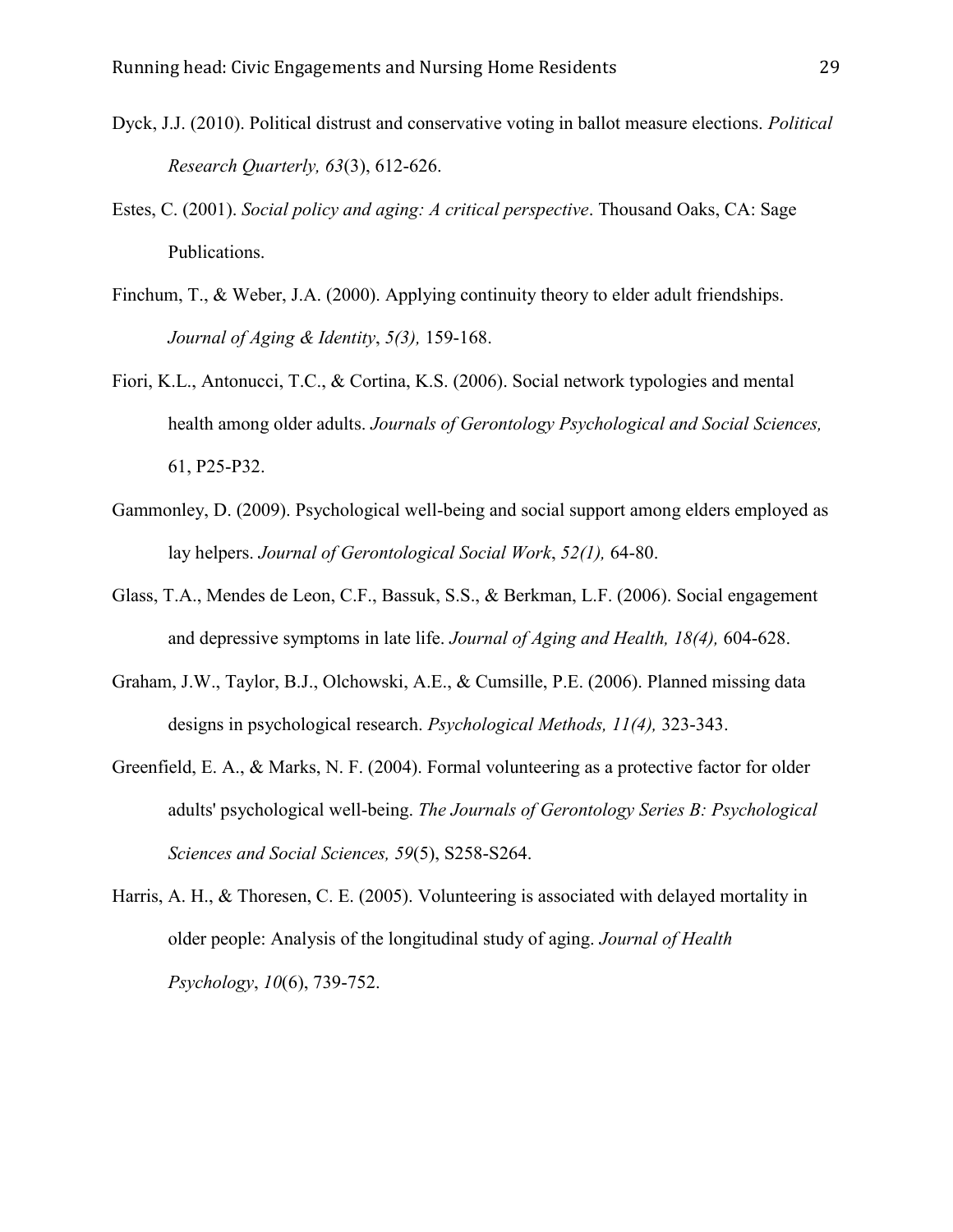Dyck, J.J. (2010). Political distrust and conservative voting in ballot measure elections. *Political Research Quarterly, 63*(3), 612-626.

Estes, C. (2001). *Social policy and aging: A critical perspective*. Thousand Oaks, CA: Sage Publications.

Finchum, T., & Weber, J.A. (2000). Applying continuity theory to elder adult friendships. *Journal of Aging & Identity*, *5(3),* 159-168.

Fiori, K.L., Antonucci, T.C., & Cortina, K.S. (2006). Social network typologies and mental health among older adults. *Journals of Gerontology Psychological and Social Sciences,* 61, P25-P32.

Gammonley, D. (2009). Psychological well-being and social support among elders employed as lay helpers. *Journal of Gerontological Social Work*, *52(1),* 64-80.

Glass, T.A., Mendes de Leon, C.F., Bassuk, S.S., & Berkman, L.F. (2006). Social engagement and depressive symptoms in late life. *Journal of Aging and Health, 18(4),* 604-628.

Graham, J.W., Taylor, B.J., Olchowski, A.E., & Cumsille, P.E. (2006). Planned missing data designs in psychological research. *Psychological Methods, 11(4),* 323-343.

Greenfield, E. A., & Marks, N. F. (2004). Formal volunteering as a protective factor for older adults' psychological well-being. *The Journals of Gerontology Series B: Psychological Sciences and Social Sciences, 59*(5), S258-S264.

Harris, A. H., & Thoresen, C. E. (2005). Volunteering is associated with delayed mortality in older people: Analysis of the longitudinal study of aging. *Journal of Health Psychology*, *10*(6), 739-752.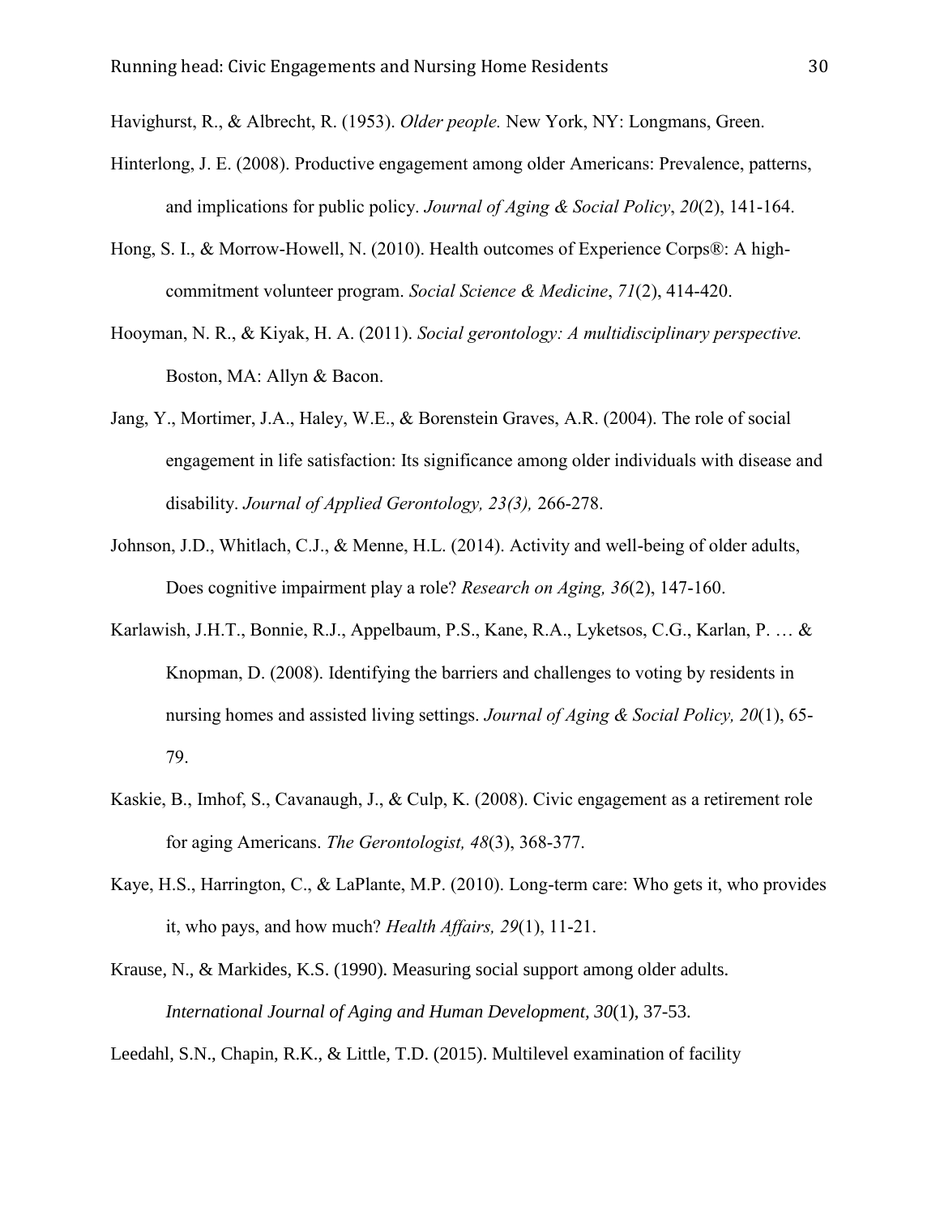Havighurst, R., & Albrecht, R. (1953). *Older people.* New York, NY: Longmans, Green.

Hinterlong, J. E. (2008). Productive engagement among older Americans: Prevalence, patterns, and implications for public policy. *Journal of Aging & Social Policy*, *20*(2), 141-164.

Hong, S. I., & Morrow-Howell, N. (2010). Health outcomes of Experience Corps®: A high-commitment volunteer program. *Social Science & Medicine*, *71*(2), 414-420.

Hooyman, N. R., & Kiyak, H. A. (2011). *Social gerontology: A multidisciplinary perspective.* Boston, MA: Allyn & Bacon.

Jang, Y., Mortimer, J.A., Haley, W.E., & Borenstein Graves, A.R. (2004). The role of social engagement in life satisfaction: Its significance among older individuals with disease and disability. *Journal of Applied Gerontology, 23(3),* 266-278.

Johnson, J.D., Whitlach, C.J., & Menne, H.L. (2014). Activity and well-being of older adults, Does cognitive impairment play a role? *Research on Aging, 36*(2), 147-160.

Karlawish, J.H.T., Bonnie, R.J., Appelbaum, P.S., Kane, R.A., Lyketsos, C.G., Karlan, P. … & Knopman, D. (2008). Identifying the barriers and challenges to voting by residents in nursing homes and assisted living settings. *Journal of Aging & Social Policy, 20*(1), 65-79.

Kaskie, B., Imhof, S., Cavanaugh, J., & Culp, K. (2008). Civic engagement as a retirement role for aging Americans. *The Gerontologist, 48*(3), 368-377.

Kaye, H.S., Harrington, C., & LaPlante, M.P. (2010). Long-term care: Who gets it, who provides it, who pays, and how much? *Health Affairs, 29*(1), 11-21.

Krause, N., & Markides, K.S. (1990). Measuring social support among older adults. *International Journal of Aging and Human Development, 30*(1), 37-53.

Leedahl, S.N., Chapin, R.K., & Little, T.D. (2015). Multilevel examination of facility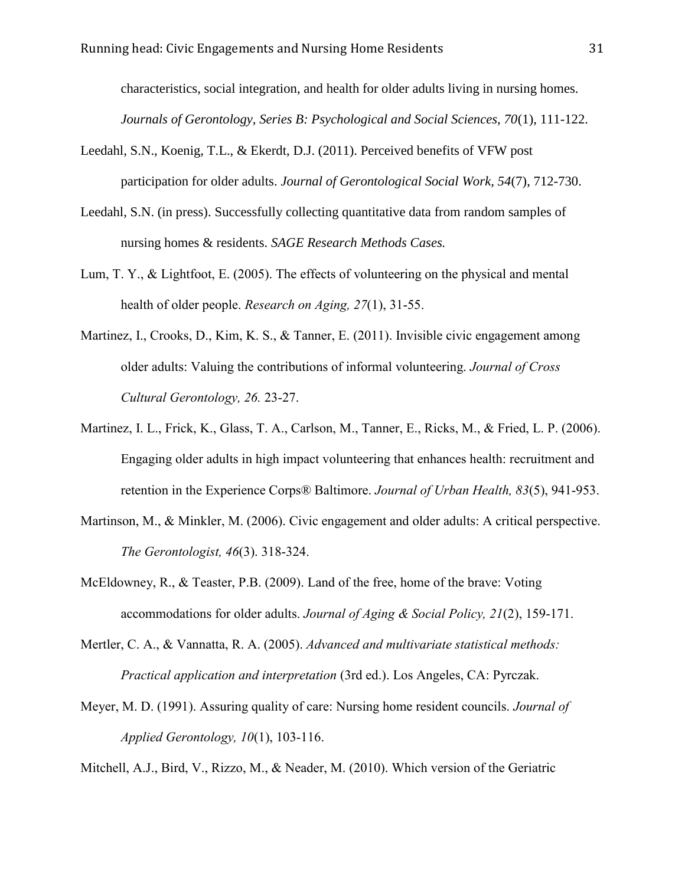characteristics, social integration, and health for older adults living in nursing homes. *Journals of Gerontology, Series B: Psychological and Social Sciences, 70*(1), 111-122.

Leedahl, S.N., Koenig, T.L., & Ekerdt, D.J. (2011). Perceived benefits of VFW post participation for older adults. *Journal of Gerontological Social Work, 54*(7), 712-730.

Leedahl, S.N. (in press). Successfully collecting quantitative data from random samples of nursing homes & residents. *SAGE Research Methods Cases.*

Lum, T. Y., & Lightfoot, E. (2005). The effects of volunteering on the physical and mental health of older people. *Research on Aging, 27*(1), 31-55.

Martinez, I., Crooks, D., Kim, K. S., & Tanner, E. (2011). Invisible civic engagement among older adults: Valuing the contributions of informal volunteering. *Journal of Cross Cultural Gerontology, 26.* 23-27.

Martinez, I. L., Frick, K., Glass, T. A., Carlson, M., Tanner, E., Ricks, M., & Fried, L. P. (2006). Engaging older adults in high impact volunteering that enhances health: recruitment and retention in the Experience Corps® Baltimore. *Journal of Urban Health, 83*(5), 941-953.

Martinson, M., & Minkler, M. (2006). Civic engagement and older adults: A critical perspective. *The Gerontologist, 46*(3). 318-324.

McEldowney, R., & Teaster, P.B. (2009). Land of the free, home of the brave: Voting accommodations for older adults. *Journal of Aging & Social Policy, 21*(2), 159-171.

Mertler, C. A., & Vannatta, R. A. (2005). *Advanced and multivariate statistical methods: Practical application and interpretation* (3rd ed.). Los Angeles, CA: Pyrczak.

Meyer, M. D. (1991). Assuring quality of care: Nursing home resident councils. *Journal of Applied Gerontology, 10*(1), 103-116.

Mitchell, A.J., Bird, V., Rizzo, M., & Neader, M. (2010). Which version of the Geriatric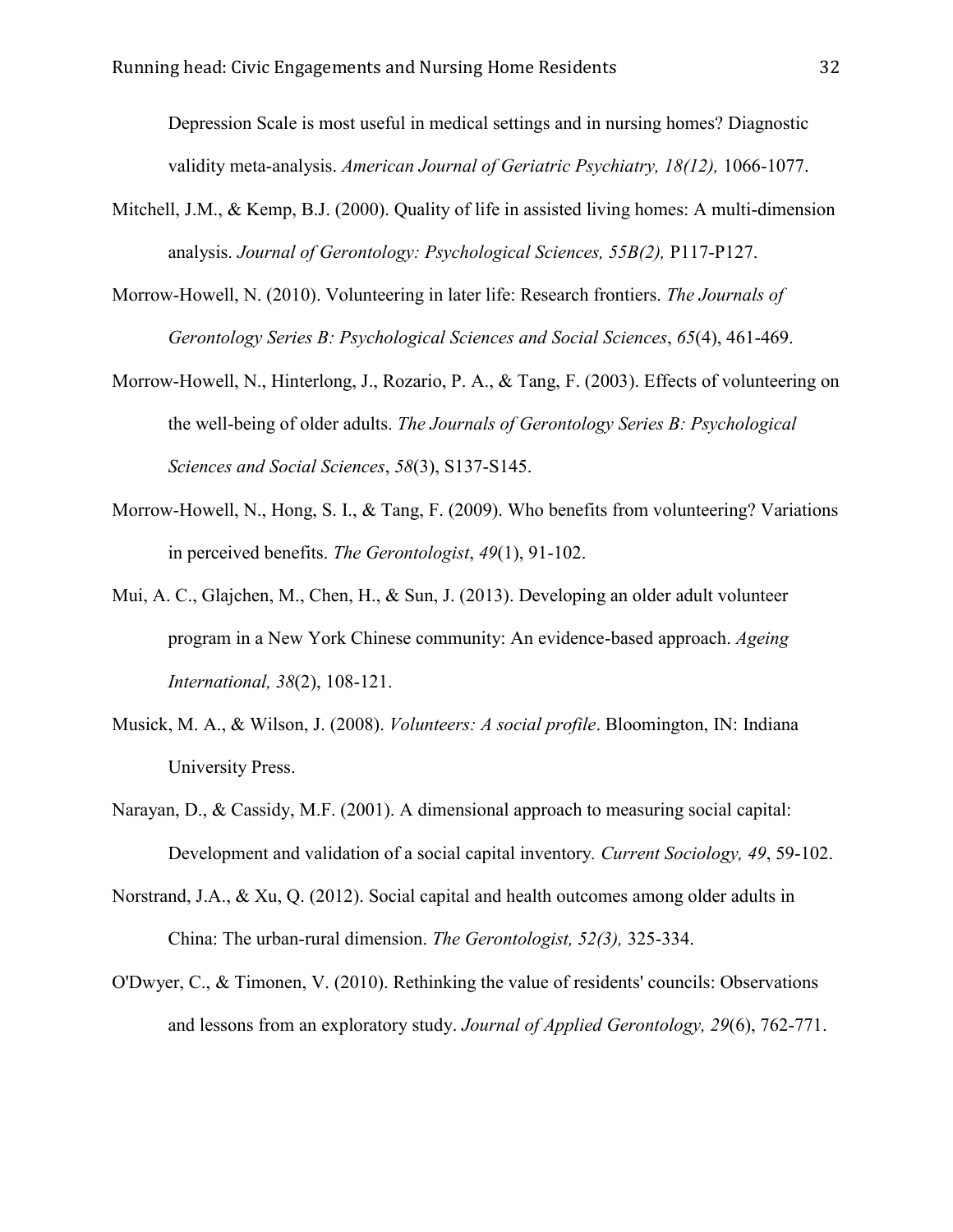Depression Scale is most useful in medical settings and in nursing homes? Diagnostic validity meta-analysis. *American Journal of Geriatric Psychiatry, 18(12),* 1066-1077.

Mitchell, J.M., & Kemp, B.J. (2000). Quality of life in assisted living homes: A multi-dimension analysis. *Journal of Gerontology: Psychological Sciences, 55B(2),* P117-P127.

Morrow-Howell, N. (2010). Volunteering in later life: Research frontiers. *The Journals of Gerontology Series B: Psychological Sciences and Social Sciences*, *65*(4), 461-469.

Morrow-Howell, N., Hinterlong, J., Rozario, P. A., & Tang, F. (2003). Effects of volunteering on the well-being of older adults. *The Journals of Gerontology Series B: Psychological Sciences and Social Sciences*, *58*(3), S137-S145.

Morrow-Howell, N., Hong, S. I., & Tang, F. (2009). Who benefits from volunteering? Variations in perceived benefits. *The Gerontologist*, *49*(1), 91-102.

Mui, A. C., Glajchen, M., Chen, H., & Sun, J. (2013). Developing an older adult volunteer program in a New York Chinese community: An evidence-based approach. *Ageing International, 38*(2), 108-121.

Musick, M. A., & Wilson, J. (2008). *Volunteers: A social profile*. Bloomington, IN: Indiana University Press.

Narayan, D., & Cassidy, M.F. (2001). A dimensional approach to measuring social capital: Development and validation of a social capital inventory*. Current Sociology, 49*, 59-102.

Norstrand, J.A., & Xu, Q. (2012). Social capital and health outcomes among older adults in China: The urban-rural dimension. *The Gerontologist, 52(3),* 325-334.

O'Dwyer, C., & Timonen, V. (2010). Rethinking the value of residents' councils: Observations and lessons from an exploratory study. *Journal of Applied Gerontology, 29*(6), 762-771.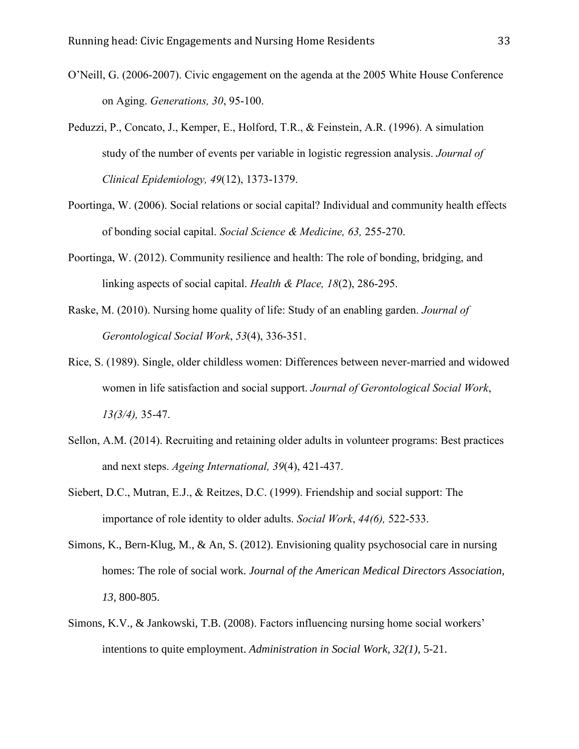O'Neill, G. (2006-2007). Civic engagement on the agenda at the 2005 White House Conference on Aging. *Generations, 30*, 95-100.

Peduzzi, P., Concato, J., Kemper, E., Holford, T.R., & Feinstein, A.R. (1996). A simulation study of the number of events per variable in logistic regression analysis. *Journal of Clinical Epidemiology, 49*(12), 1373-1379.

Poortinga, W. (2006). Social relations or social capital? Individual and community health effects of bonding social capital. *Social Science & Medicine, 63,* 255-270.

Poortinga, W. (2012). Community resilience and health: The role of bonding, bridging, and linking aspects of social capital. *Health & Place, 18*(2), 286-295.

Raske, M. (2010). Nursing home quality of life: Study of an enabling garden. *Journal of Gerontological Social Work*, *53*(4), 336-351.

Rice, S. (1989). Single, older childless women: Differences between never-married and widowed women in life satisfaction and social support. *Journal of Gerontological Social Work*, *13(3/4),* 35-47.

Sellon, A.M. (2014). Recruiting and retaining older adults in volunteer programs: Best practices and next steps. *Ageing International, 39*(4), 421-437.

Siebert, D.C., Mutran, E.J., & Reitzes, D.C. (1999). Friendship and social support: The importance of role identity to older adults. *Social Work*, *44(6),* 522-533.

Simons, K., Bern-Klug, M., & An, S. (2012). Envisioning quality psychosocial care in nursing homes: The role of social work. *Journal of the American Medical Directors Association, 13,* 800-805.

Simons, K.V., & Jankowski, T.B. (2008). Factors influencing nursing home social workers' intentions to quite employment. *Administration in Social Work, 32(1),* 5-21.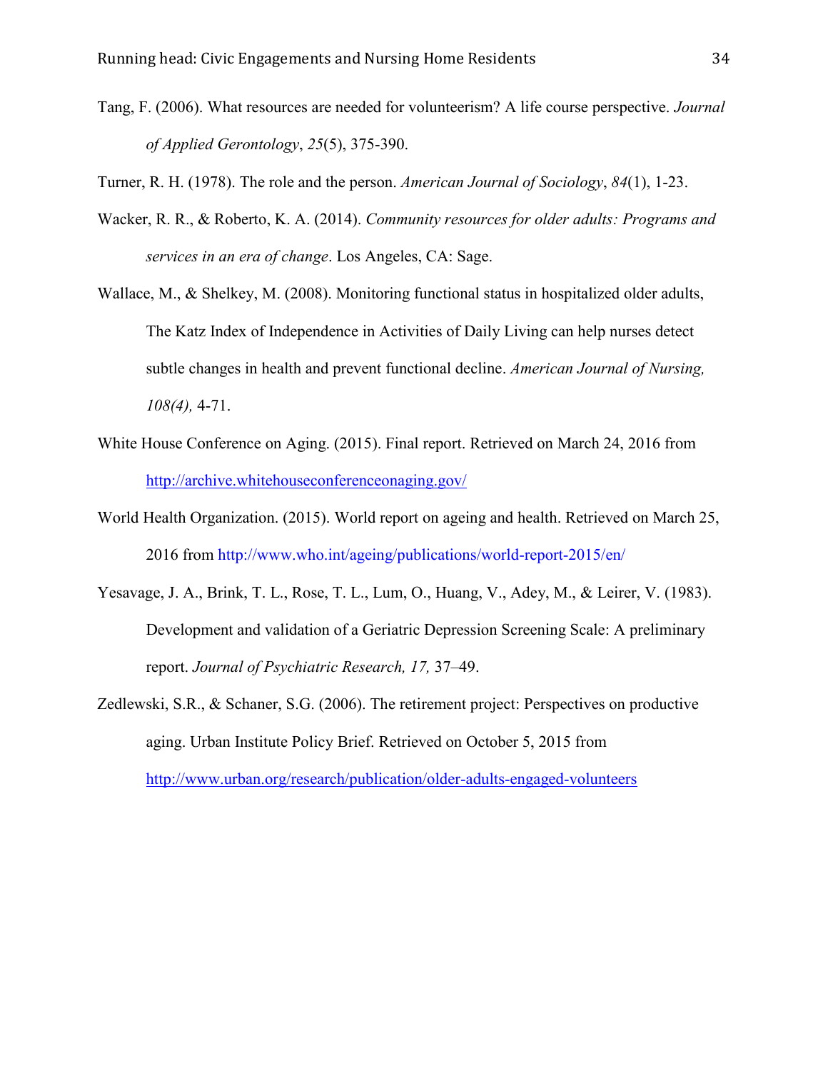Tang, F. (2006). What resources are needed for volunteerism? A life course perspective. *Journal of Applied Gerontology*, *25*(5), 375-390.

Turner, R. H. (1978). The role and the person. *American Journal of Sociology*, *84*(1), 1-23.

Wacker, R. R., & Roberto, K. A. (2014). *Community resources for older adults: Programs and services in an era of change*. Los Angeles, CA: Sage.

Wallace, M., & Shelkey, M. (2008). Monitoring functional status in hospitalized older adults, The Katz Index of Independence in Activities of Daily Living can help nurses detect subtle changes in health and prevent functional decline. *American Journal of Nursing, 108(4),* 4-71.

White House Conference on Aging. (2015). Final report. Retrieved on March 24, 2016 from http://archive.whitehouseconferenceonaging.gov/

World Health Organization. (2015). World report on ageing and health. Retrieved on March 25, 2016 from http://www.who.int/ageing/publications/world-report-2015/en/

Yesavage, J. A., Brink, T. L., Rose, T. L., Lum, O., Huang, V., Adey, M., & Leirer, V. (1983). Development and validation of a Geriatric Depression Screening Scale: A preliminary report. *Journal of Psychiatric Research, 17,* 37–49.

Zedlewski, S.R., & Schaner, S.G. (2006). The retirement project: Perspectives on productive aging. Urban Institute Policy Brief. Retrieved on October 5, 2015 from http://www.urban.org/research/publication/older-adults-engaged-volunteers